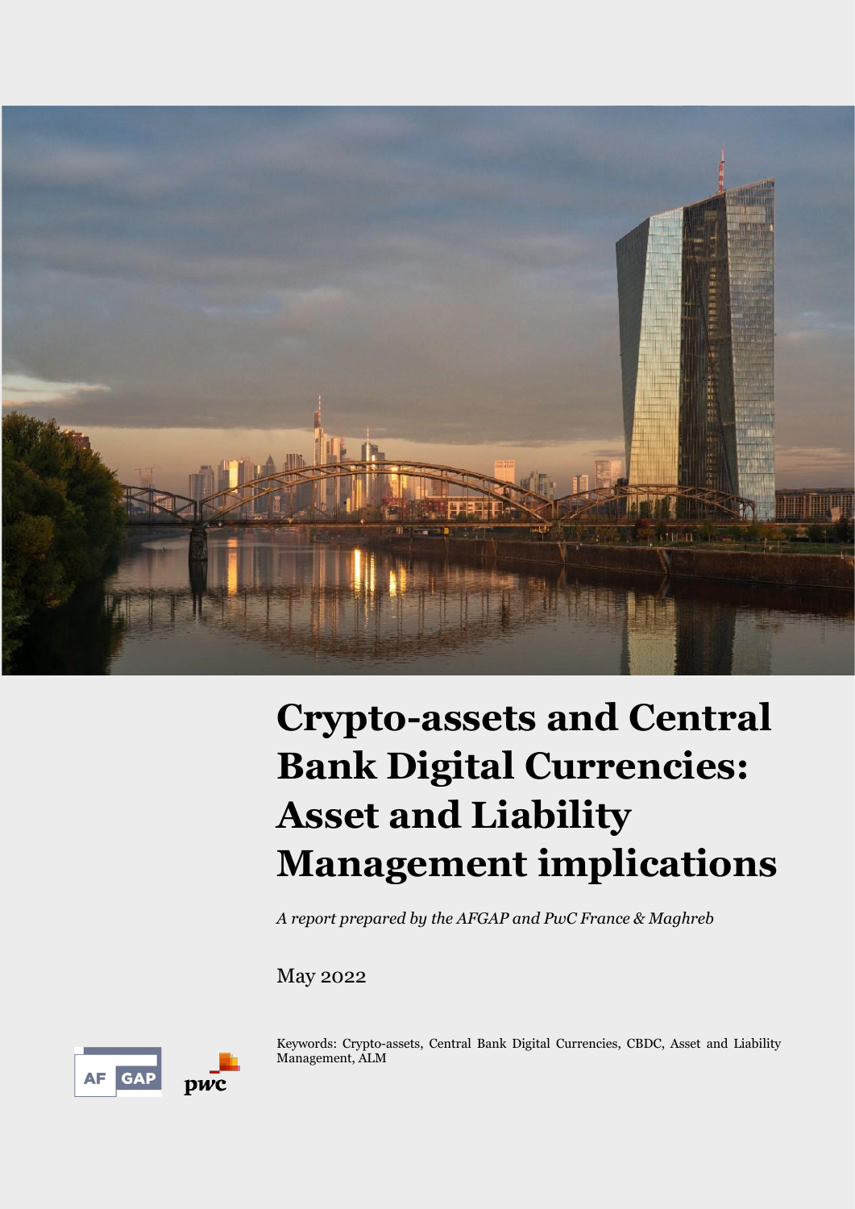# Crypto-assets and Central Bank Digital Currencies: Asset and Liability Management implications

*A report prepared by the AFGAP and PwC France & Maghreb*

May 2022

Keywords: Crypto-assets, Central Bank Digital Currencies, CBDC, Asset and Liability Management, ALM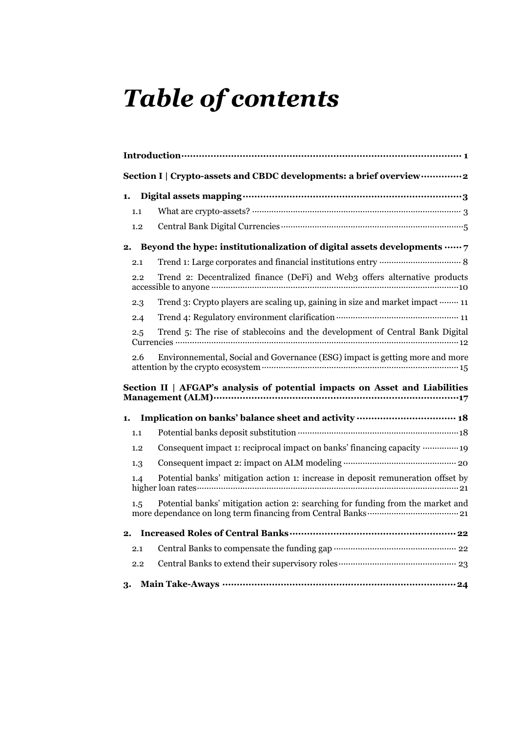# *Table of contents*

**Introduction** ........................................ **1**

**Section I | Crypto-assets and CBDC developments: a brief overview** ........................................ **2**

**1. Digital assets mapping** ........................................ **3**

- 1.1 What are crypto-assets? ........................................ 3
- 1.2 Central Bank Digital Currencies ........................................ 5

**2. Beyond the hype: institutionalization of digital assets developments** ........................................ **7**

- 2.1 Trend 1: Large corporates and financial institutions entry ........................................ 8
- 2.2 Trend 2: Decentralized finance (DeFi) and Web3 offers alternative products accessible to anyone ........................................ 10
- 2.3 Trend 3: Crypto players are scaling up, gaining in size and market impact ........................................ 11
- 2.4 Trend 4: Regulatory environment clarification ........................................ 11
- 2.5 Trend 5: The rise of stablecoins and the development of Central Bank Digital Currencies ........................................ 12
- 2.6 Environnemental, Social and Governance (ESG) impact is getting more and more attention by the crypto ecosystem ........................................ 15

**Section II | AFGAP's analysis of potential impacts on Asset and Liabilities Management (ALM)** ........................................ **17**

**1. Implication on banks' balance sheet and activity** ........................................ **18**

- 1.1 Potential banks deposit substitution ........................................ 18
- 1.2 Consequent impact 1: reciprocal impact on banks' financing capacity ........................................ 19
- 1.3 Consequent impact 2: impact on ALM modeling ........................................ 20
- 1.4 Potential banks' mitigation action 1: increase in deposit remuneration offset by higher loan rates ........................................ 21
- 1.5 Potential banks' mitigation action 2: searching for funding from the market and more dependance on long term financing from Central Banks ........................................ 21

**2. Increased Roles of Central Banks** ........................................ **22**

- 2.1 Central Banks to compensate the funding gap ........................................ 22
- 2.2 Central Banks to extend their supervisory roles ........................................ 23

**3. Main Take-Aways** ........................................ **24**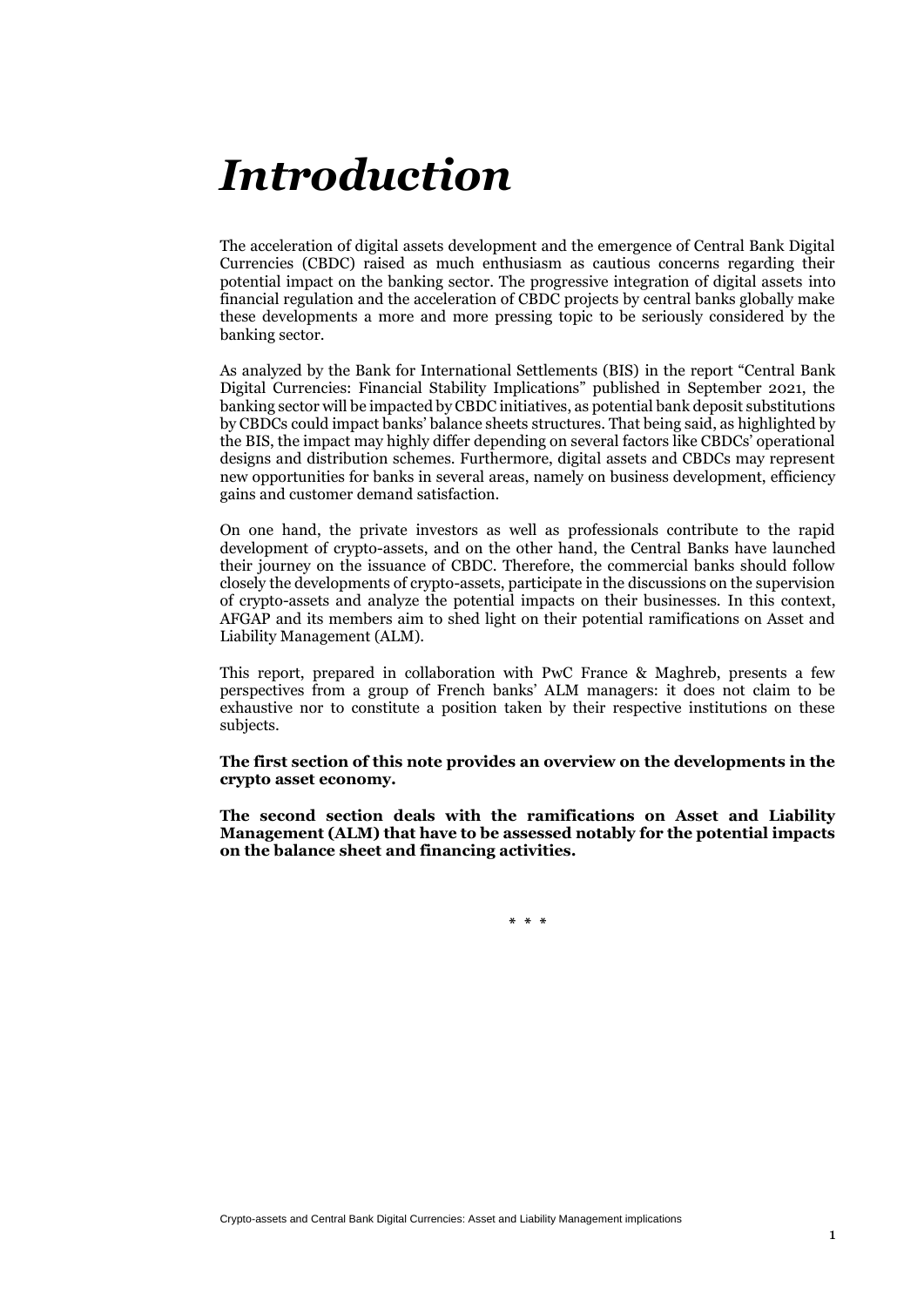# *Introduction*

The acceleration of digital assets development and the emergence of Central Bank Digital Currencies (CBDC) raised as much enthusiasm as cautious concerns regarding their potential impact on the banking sector. The progressive integration of digital assets into financial regulation and the acceleration of CBDC projects by central banks globally make these developments a more and more pressing topic to be seriously considered by the banking sector.

As analyzed by the Bank for International Settlements (BIS) in the report "Central Bank Digital Currencies: Financial Stability Implications" published in September 2021, the banking sector will be impacted by CBDC initiatives, as potential bank deposit substitutions by CBDCs could impact banks' balance sheets structures. That being said, as highlighted by the BIS, the impact may highly differ depending on several factors like CBDCs' operational designs and distribution schemes. Furthermore, digital assets and CBDCs may represent new opportunities for banks in several areas, namely on business development, efficiency gains and customer demand satisfaction.

On one hand, the private investors as well as professionals contribute to the rapid development of crypto-assets, and on the other hand, the Central Banks have launched their journey on the issuance of CBDC. Therefore, the commercial banks should follow closely the developments of crypto-assets, participate in the discussions on the supervision of crypto-assets and analyze the potential impacts on their businesses. In this context, AFGAP and its members aim to shed light on their potential ramifications on Asset and Liability Management (ALM).

This report, prepared in collaboration with PwC France & Maghreb, presents a few perspectives from a group of French banks' ALM managers: it does not claim to be exhaustive nor to constitute a position taken by their respective institutions on these subjects.

**The first section of this note provides an overview on the developments in the crypto asset economy.**

**The second section deals with the ramifications on Asset and Liability Management (ALM) that have to be assessed notably for the potential impacts on the balance sheet and financing activities.**

\* \* \*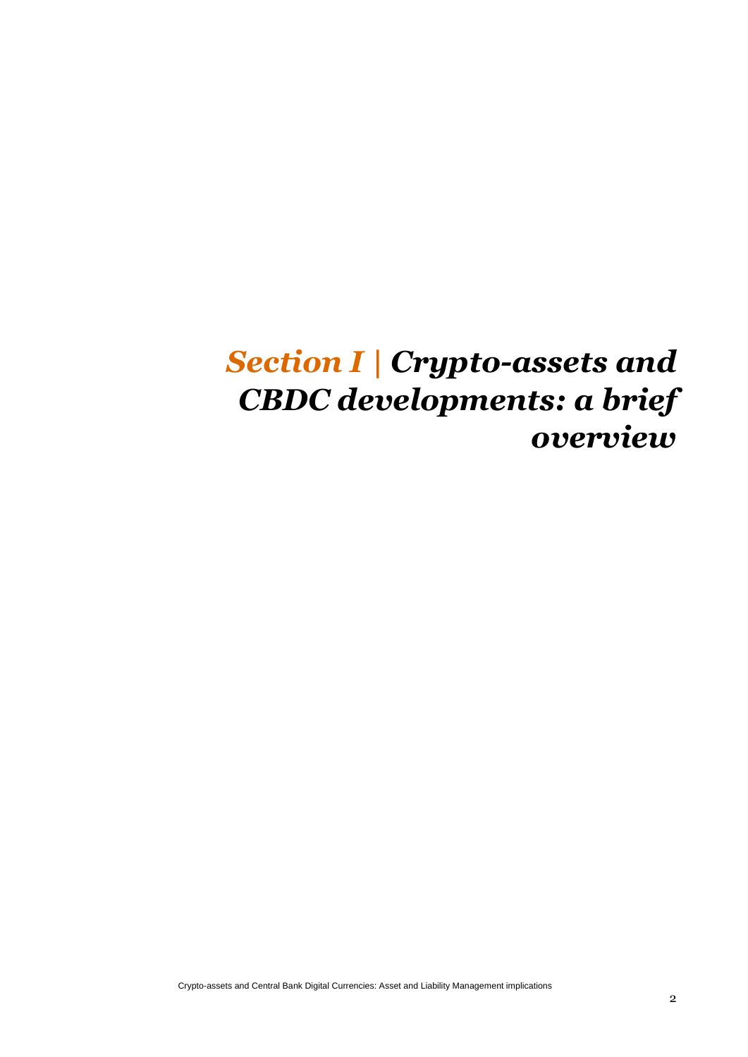# *Section I | Crypto-assets and CBDC developments: a brief overview*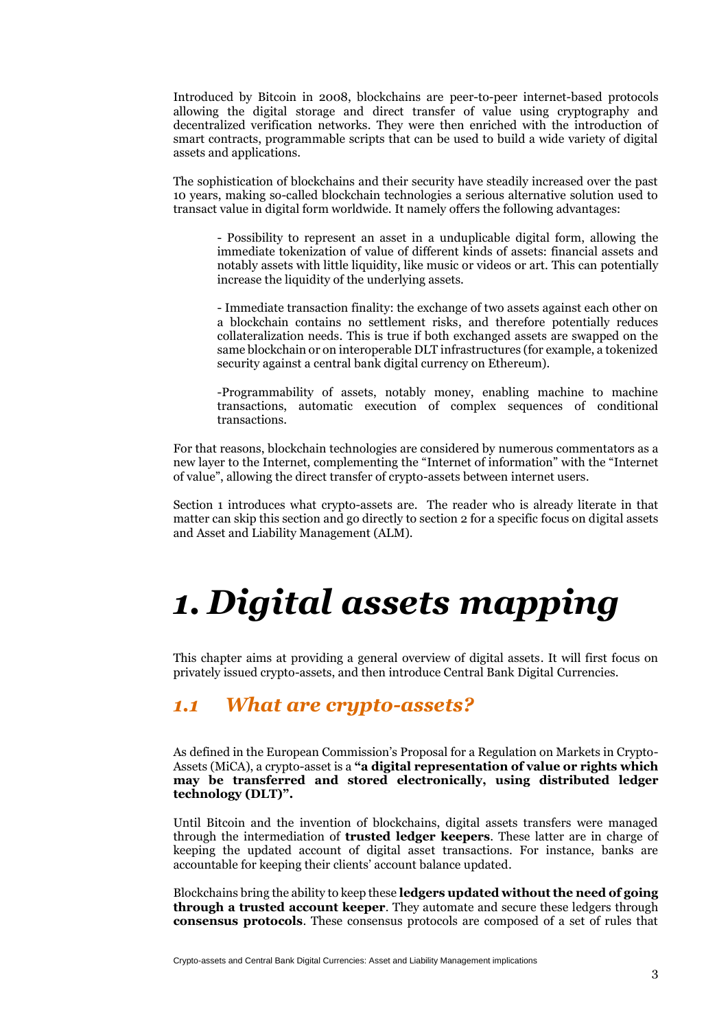Introduced by Bitcoin in 2008, blockchains are peer-to-peer internet-based protocols allowing the digital storage and direct transfer of value using cryptography and decentralized verification networks. They were then enriched with the introduction of smart contracts, programmable scripts that can be used to build a wide variety of digital assets and applications.

The sophistication of blockchains and their security have steadily increased over the past 10 years, making so-called blockchain technologies a serious alternative solution used to transact value in digital form worldwide. It namely offers the following advantages:

> - Possibility to represent an asset in a unduplicable digital form, allowing the immediate tokenization of value of different kinds of assets: financial assets and notably assets with little liquidity, like music or videos or art. This can potentially increase the liquidity of the underlying assets.
>
> - Immediate transaction finality: the exchange of two assets against each other on a blockchain contains no settlement risks, and therefore potentially reduces collateralization needs. This is true if both exchanged assets are swapped on the same blockchain or on interoperable DLT infrastructures (for example, a tokenized security against a central bank digital currency on Ethereum).
>
> -Programmability of assets, notably money, enabling machine to machine transactions, automatic execution of complex sequences of conditional transactions.

For that reasons, blockchain technologies are considered by numerous commentators as a new layer to the Internet, complementing the "Internet of information" with the "Internet of value", allowing the direct transfer of crypto-assets between internet users.

Section 1 introduces what crypto-assets are. The reader who is already literate in that matter can skip this section and go directly to section 2 for a specific focus on digital assets and Asset and Liability Management (ALM).

# *1. Digital assets mapping*

This chapter aims at providing a general overview of digital assets. It will first focus on privately issued crypto-assets, and then introduce Central Bank Digital Currencies.

## *1.1 What are crypto-assets?*

As defined in the European Commission's Proposal for a Regulation on Markets in Crypto-Assets (MiCA), a crypto-asset is a **"a digital representation of value or rights which may be transferred and stored electronically, using distributed ledger technology (DLT)".**

Until Bitcoin and the invention of blockchains, digital assets transfers were managed through the intermediation of **trusted ledger keepers**. These latter are in charge of keeping the updated account of digital asset transactions. For instance, banks are accountable for keeping their clients' account balance updated.

Blockchains bring the ability to keep these **ledgers updated without the need of going through a trusted account keeper**. They automate and secure these ledgers through **consensus protocols**. These consensus protocols are composed of a set of rules that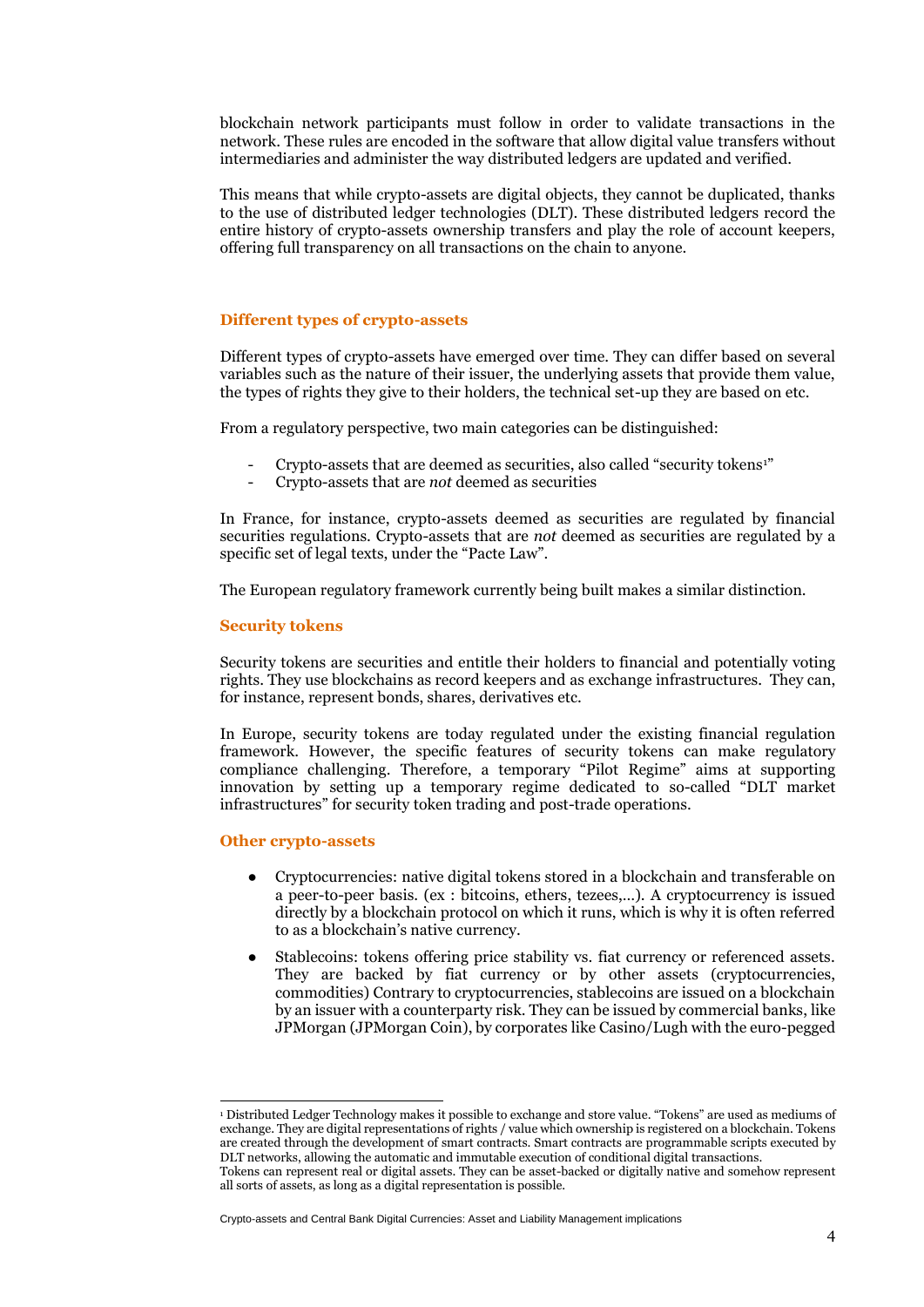blockchain network participants must follow in order to validate transactions in the network. These rules are encoded in the software that allow digital value transfers without intermediaries and administer the way distributed ledgers are updated and verified.

This means that while crypto-assets are digital objects, they cannot be duplicated, thanks to the use of distributed ledger technologies (DLT). These distributed ledgers record the entire history of crypto-assets ownership transfers and play the role of account keepers, offering full transparency on all transactions on the chain to anyone.

### Different types of crypto-assets

Different types of crypto-assets have emerged over time. They can differ based on several variables such as the nature of their issuer, the underlying assets that provide them value, the types of rights they give to their holders, the technical set-up they are based on etc.

From a regulatory perspective, two main categories can be distinguished:

- Crypto-assets that are deemed as securities, also called "security tokens[1]"
- Crypto-assets that are *not* deemed as securities

In France, for instance, crypto-assets deemed as securities are regulated by financial securities regulations. Crypto-assets that are *not* deemed as securities are regulated by a specific set of legal texts, under the "Pacte Law".

The European regulatory framework currently being built makes a similar distinction.

### Security tokens

Security tokens are securities and entitle their holders to financial and potentially voting rights. They use blockchains as record keepers and as exchange infrastructures. They can, for instance, represent bonds, shares, derivatives etc.

In Europe, security tokens are today regulated under the existing financial regulation framework. However, the specific features of security tokens can make regulatory compliance challenging. Therefore, a temporary "Pilot Regime" aims at supporting innovation by setting up a temporary regime dedicated to so-called "DLT market infrastructures" for security token trading and post-trade operations.

### Other crypto-assets

- Cryptocurrencies: native digital tokens stored in a blockchain and transferable on a peer-to-peer basis. (ex : bitcoins, ethers, tezees,…). A cryptocurrency is issued directly by a blockchain protocol on which it runs, which is why it is often referred to as a blockchain's native currency.
- Stablecoins: tokens offering price stability vs. fiat currency or referenced assets. They are backed by fiat currency or by other assets (cryptocurrencies, commodities) Contrary to cryptocurrencies, stablecoins are issued on a blockchain by an issuer with a counterparty risk. They can be issued by commercial banks, like JPMorgan (JPMorgan Coin), by corporates like Casino/Lugh with the euro-pegged

---

[1] Distributed Ledger Technology makes it possible to exchange and store value. "Tokens" are used as mediums of exchange. They are digital representations of rights / value which ownership is registered on a blockchain. Tokens are created through the development of smart contracts. Smart contracts are programmable scripts executed by DLT networks, allowing the automatic and immutable execution of conditional digital transactions.
Tokens can represent real or digital assets. They can be asset-backed or digitally native and somehow represent all sorts of assets, as long as a digital representation is possible.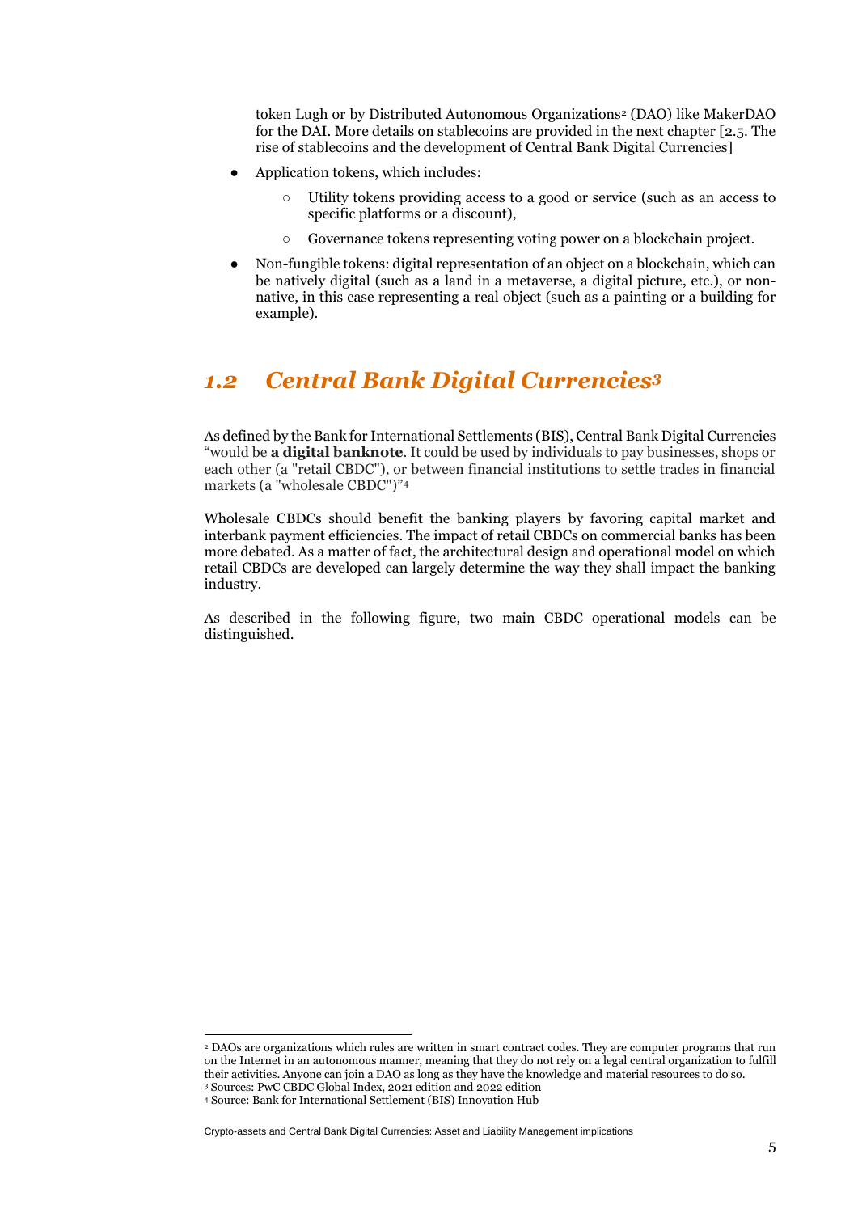token Lugh or by Distributed Autonomous Organizations[2] (DAO) like MakerDAO for the DAI. More details on stablecoins are provided in the next chapter [2.5. The rise of stablecoins and the development of Central Bank Digital Currencies]

- Application tokens, which includes:
    - Utility tokens providing access to a good or service (such as an access to specific platforms or a discount),
    - Governance tokens representing voting power on a blockchain project.
- Non-fungible tokens: digital representation of an object on a blockchain, which can be natively digital (such as a land in a metaverse, a digital picture, etc.), or non-native, in this case representing a real object (such as a painting or a building for example).

## *1.2 Central Bank Digital Currencies[3]*

As defined by the Bank for International Settlements (BIS), Central Bank Digital Currencies "would be **a digital banknote**. It could be used by individuals to pay businesses, shops or each other (a "retail CBDC"), or between financial institutions to settle trades in financial markets (a "wholesale CBDC")"[4]

Wholesale CBDCs should benefit the banking players by favoring capital market and interbank payment efficiencies. The impact of retail CBDCs on commercial banks has been more debated. As a matter of fact, the architectural design and operational model on which retail CBDCs are developed can largely determine the way they shall impact the banking industry.

As described in the following figure, two main CBDC operational models can be distinguished.

---

[2] DAOs are organizations which rules are written in smart contract codes. They are computer programs that run on the Internet in an autonomous manner, meaning that they do not rely on a legal central organization to fulfill their activities. Anyone can join a DAO as long as they have the knowledge and material resources to do so.

[3] Sources: PwC CBDC Global Index, 2021 edition and 2022 edition

[4] Source: Bank for International Settlement (BIS) Innovation Hub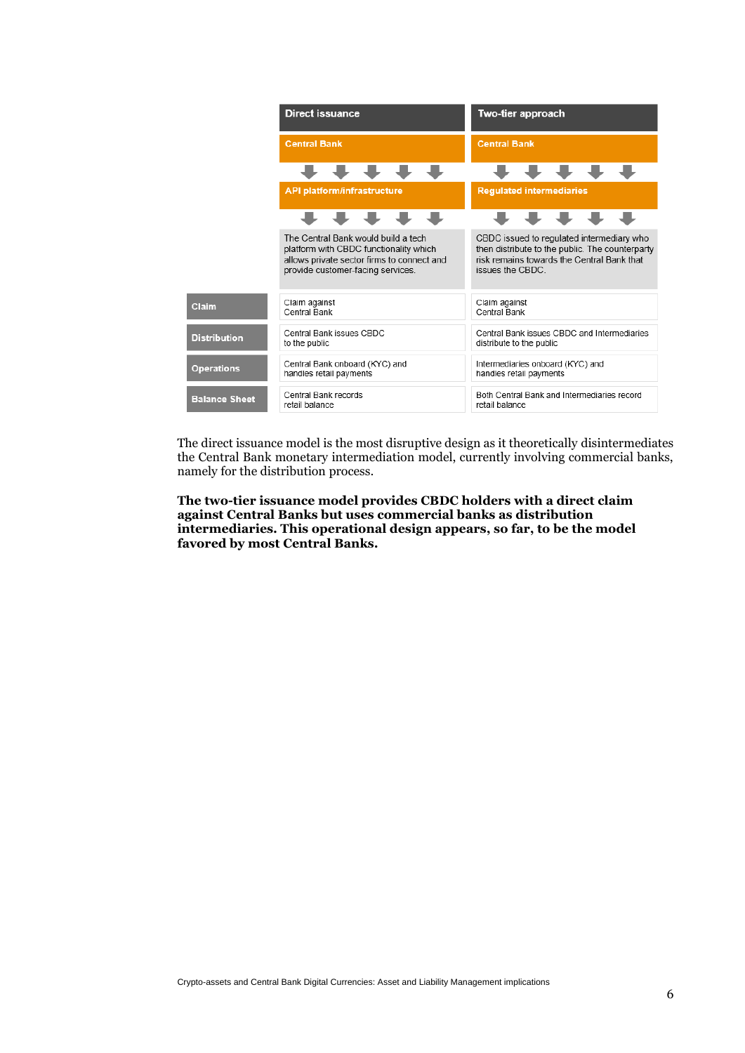| | Direct issuance | Two-tier approach |
|---|---|---|
| | Central Bank | Central Bank |
| | API platform/infrastructure | Regulated intermediaries |
| | The Central Bank would build a tech platform with CBDC functionality which allows private sector firms to connect and provide customer-facing services. | CBDC issued to regulated intermediary who then distribute to the public. The counterparty risk remains towards the Central Bank that issues the CBDC. |
| **Claim** | Claim against Central Bank | Claim against Central Bank |
| **Distribution** | Central Bank issues CBDC to the public | Central Bank issues CBDC and Intermediaries distribute to the public |
| **Operations** | Central Bank onboard (KYC) and handles retail payments | Intermediaries onboard (KYC) and handles retail payments |
| **Balance Sheet** | Central Bank records retail balance | Both Central Bank and Intermediaries record retail balance |

The direct issuance model is the most disruptive design as it theoretically disintermediates the Central Bank monetary intermediation model, currently involving commercial banks, namely for the distribution process.

**The two-tier issuance model provides CBDC holders with a direct claim against Central Banks but uses commercial banks as distribution intermediaries. This operational design appears, so far, to be the model favored by most Central Banks.**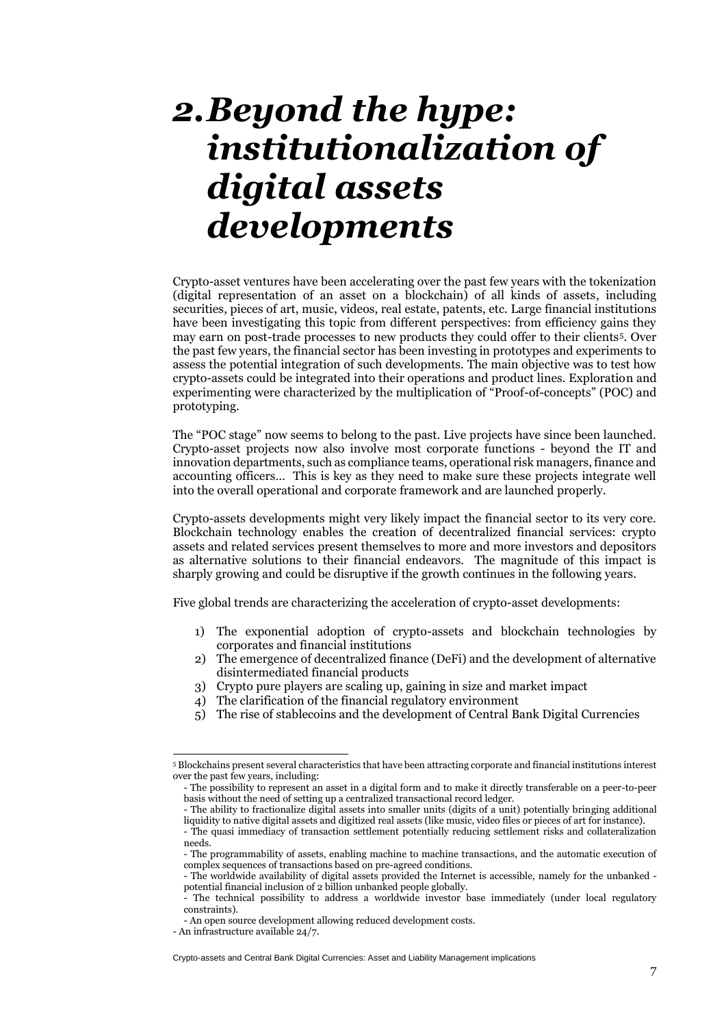# 2. *Beyond the hype: institutionalization of digital assets developments*

Crypto-asset ventures have been accelerating over the past few years with the tokenization (digital representation of an asset on a blockchain) of all kinds of assets, including securities, pieces of art, music, videos, real estate, patents, etc. Large financial institutions have been investigating this topic from different perspectives: from efficiency gains they may earn on post-trade processes to new products they could offer to their clients[5]. Over the past few years, the financial sector has been investing in prototypes and experiments to assess the potential integration of such developments. The main objective was to test how crypto-assets could be integrated into their operations and product lines. Exploration and experimenting were characterized by the multiplication of "Proof-of-concepts" (POC) and prototyping.

The "POC stage" now seems to belong to the past. Live projects have since been launched. Crypto-asset projects now also involve most corporate functions - beyond the IT and innovation departments, such as compliance teams, operational risk managers, finance and accounting officers... This is key as they need to make sure these projects integrate well into the overall operational and corporate framework and are launched properly.

Crypto-assets developments might very likely impact the financial sector to its very core. Blockchain technology enables the creation of decentralized financial services: crypto assets and related services present themselves to more and more investors and depositors as alternative solutions to their financial endeavors. The magnitude of this impact is sharply growing and could be disruptive if the growth continues in the following years.

Five global trends are characterizing the acceleration of crypto-asset developments:

1) The exponential adoption of crypto-assets and blockchain technologies by corporates and financial institutions
2) The emergence of decentralized finance (DeFi) and the development of alternative disintermediated financial products
3) Crypto pure players are scaling up, gaining in size and market impact
4) The clarification of the financial regulatory environment
5) The rise of stablecoins and the development of Central Bank Digital Currencies

---

[5] Blockchains present several characteristics that have been attracting corporate and financial institutions interest over the past few years, including:

- The possibility to represent an asset in a digital form and to make it directly transferable on a peer-to-peer basis without the need of setting up a centralized transactional record ledger.
- The ability to fractionalize digital assets into smaller units (digits of a unit) potentially bringing additional liquidity to native digital assets and digitized real assets (like music, video files or pieces of art for instance).
- The quasi immediacy of transaction settlement potentially reducing settlement risks and collateralization needs.
- The programmability of assets, enabling machine to machine transactions, and the automatic execution of complex sequences of transactions based on pre-agreed conditions.
- The worldwide availability of digital assets provided the Internet is accessible, namely for the unbanked - potential financial inclusion of 2 billion unbanked people globally.
- The technical possibility to address a worldwide investor base immediately (under local regulatory constraints).
- An open source development allowing reduced development costs.
- An infrastructure available 24/7.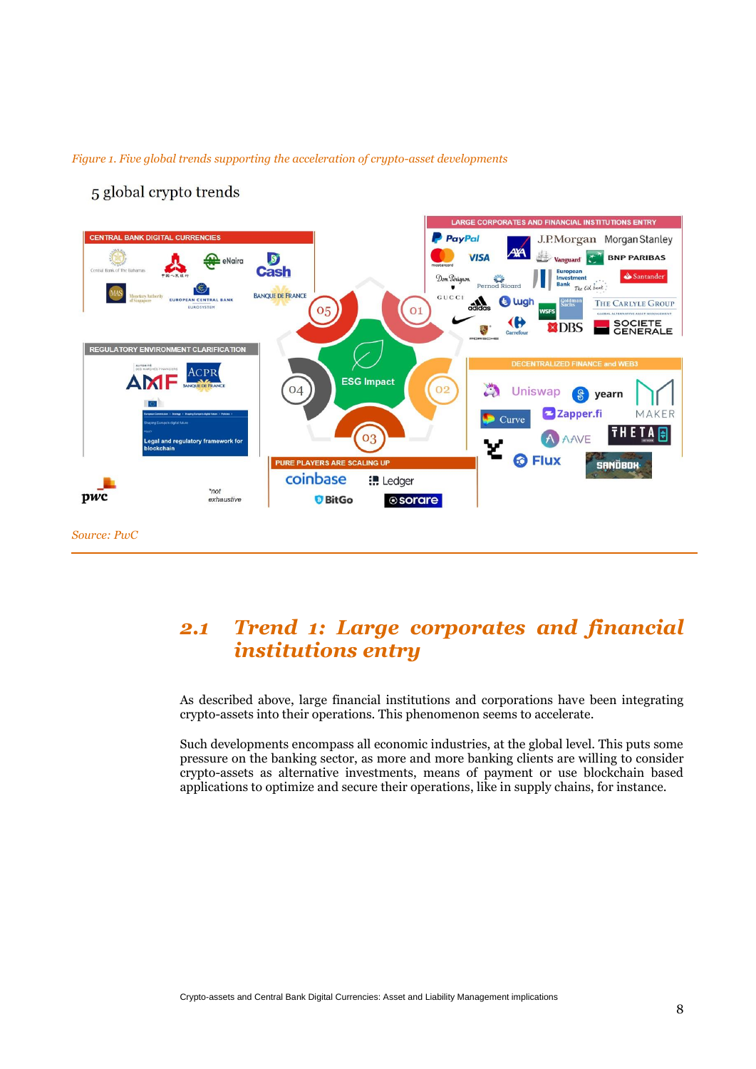*Figure 1. Five global trends supporting the acceleration of crypto-asset developments*

5 global crypto trends

CENTRAL BANK DIGITAL CURRENCIES

LARGE CORPORATES AND FINANCIAL INSTITUTIONS ENTRY

REGULATORY ENVIRONMENT CLARIFICATION

DECENTRALIZED FINANCE and WEB3

PURE PLAYERS ARE SCALING UP

ESG Impact

*not exhaustive

*Source: PwC*

## 2.1 *Trend 1: Large corporates and financial institutions entry*

As described above, large financial institutions and corporations have been integrating crypto-assets into their operations. This phenomenon seems to accelerate.

Such developments encompass all economic industries, at the global level. This puts some pressure on the banking sector, as more and more banking clients are willing to consider crypto-assets as alternative investments, means of payment or use blockchain based applications to optimize and secure their operations, like in supply chains, for instance.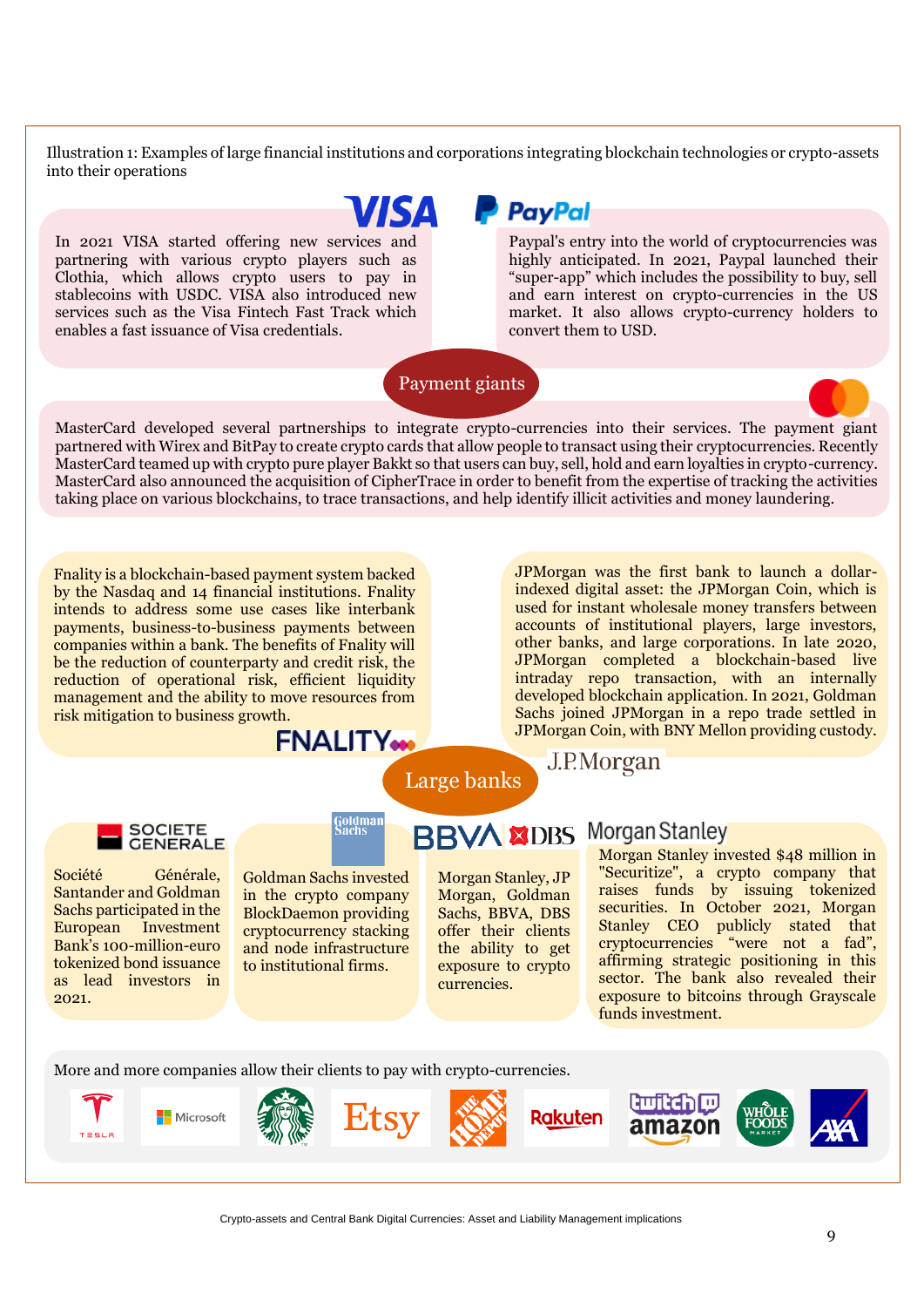Illustration 1: Examples of large financial institutions and corporations integrating blockchain technologies or crypto-assets into their operations

## Payment giants

**VISA**

In 2021 VISA started offering new services and partnering with various crypto players such as Clothia, which allows crypto users to pay in stablecoins with USDC. VISA also introduced new services such as the Visa Fintech Fast Track which enables a fast issuance of Visa credentials.

**PayPal**

Paypal's entry into the world of cryptocurrencies was highly anticipated. In 2021, Paypal launched their "super-app" which includes the possibility to buy, sell and earn interest on crypto-currencies in the US market. It also allows crypto-currency holders to convert them to USD.

**MasterCard**

MasterCard developed several partnerships to integrate crypto-currencies into their services. The payment giant partnered with Wirex and BitPay to create crypto cards that allow people to transact using their cryptocurrencies. Recently MasterCard teamed up with crypto pure player Bakkt so that users can buy, sell, hold and earn loyalties in crypto-currency. MasterCard also announced the acquisition of CipherTrace in order to benefit from the expertise of tracking the activities taking place on various blockchains, to trace transactions, and help identify illicit activities and money laundering.

## Large banks

**FNALITY**

Fnality is a blockchain-based payment system backed by the Nasdaq and 14 financial institutions. Fnality intends to address some use cases like interbank payments, business-to-business payments between companies within a bank. The benefits of Fnality will be the reduction of counterparty and credit risk, the reduction of operational risk, efficient liquidity management and the ability to move resources from risk mitigation to business growth.

**J.P.Morgan**

JPMorgan was the first bank to launch a dollar-indexed digital asset: the JPMorgan Coin, which is used for instant wholesale money transfers between accounts of institutional players, large investors, other banks, and large corporations. In late 2020, JPMorgan completed a blockchain-based live intraday repo transaction, with an internally developed blockchain application. In 2021, Goldman Sachs joined JPMorgan in a repo trade settled in JPMorgan Coin, with BNY Mellon providing custody.

**SOCIETE GENERALE**

Société Générale, Santander and Goldman Sachs participated in the European Investment Bank's 100-million-euro tokenized bond issuance as lead investors in 2021.

**Goldman Sachs**

Goldman Sachs invested in the crypto company BlockDaemon providing cryptocurrency stacking and node infrastructure to institutional firms.

**BBVA, DBS**

Morgan Stanley, JP Morgan, Goldman Sachs, BBVA, DBS offer their clients the ability to get exposure to crypto currencies.

**Morgan Stanley**

Morgan Stanley invested $48 million in "Securitize", a crypto company that raises funds by issuing tokenized securities. In October 2021, Morgan Stanley CEO publicly stated that cryptocurrencies "were not a fad", affirming strategic positioning in this sector. The bank also revealed their exposure to bitcoins through Grayscale funds investment.

More and more companies allow their clients to pay with crypto-currencies.

Tesla, Microsoft, Starbucks, Etsy, The Home Depot, Rakuten, Twitch, Amazon, Whole Foods Market, AXA

Crypto-assets and Central Bank Digital Currencies: Asset and Liability Management implications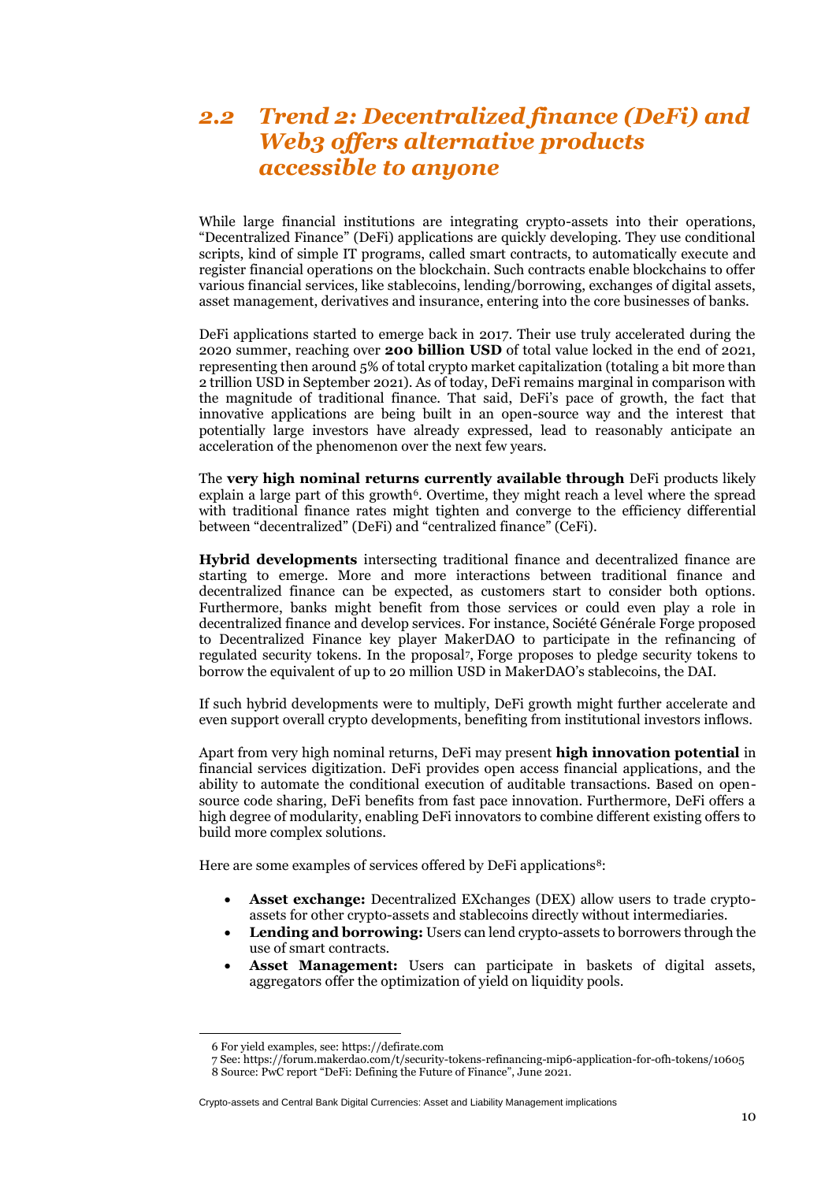## *2.2 Trend 2: Decentralized finance (DeFi) and Web3 offers alternative products accessible to anyone*

While large financial institutions are integrating crypto-assets into their operations, "Decentralized Finance" (DeFi) applications are quickly developing. They use conditional scripts, kind of simple IT programs, called smart contracts, to automatically execute and register financial operations on the blockchain. Such contracts enable blockchains to offer various financial services, like stablecoins, lending/borrowing, exchanges of digital assets, asset management, derivatives and insurance, entering into the core businesses of banks.

DeFi applications started to emerge back in 2017. Their use truly accelerated during the 2020 summer, reaching over **200 billion USD** of total value locked in the end of 2021, representing then around 5% of total crypto market capitalization (totaling a bit more than 2 trillion USD in September 2021). As of today, DeFi remains marginal in comparison with the magnitude of traditional finance. That said, DeFi's pace of growth, the fact that innovative applications are being built in an open-source way and the interest that potentially large investors have already expressed, lead to reasonably anticipate an acceleration of the phenomenon over the next few years.

The **very high nominal returns currently available through** DeFi products likely explain a large part of this growth[6]. Overtime, they might reach a level where the spread with traditional finance rates might tighten and converge to the efficiency differential between "decentralized" (DeFi) and "centralized finance" (CeFi).

**Hybrid developments** intersecting traditional finance and decentralized finance are starting to emerge. More and more interactions between traditional finance and decentralized finance can be expected, as customers start to consider both options. Furthermore, banks might benefit from those services or could even play a role in decentralized finance and develop services. For instance, Société Générale Forge proposed to Decentralized Finance key player MakerDAO to participate in the refinancing of regulated security tokens. In the proposal[7], Forge proposes to pledge security tokens to borrow the equivalent of up to 20 million USD in MakerDAO's stablecoins, the DAI.

If such hybrid developments were to multiply, DeFi growth might further accelerate and even support overall crypto developments, benefiting from institutional investors inflows.

Apart from very high nominal returns, DeFi may present **high innovation potential** in financial services digitization. DeFi provides open access financial applications, and the ability to automate the conditional execution of auditable transactions. Based on open-source code sharing, DeFi benefits from fast pace innovation. Furthermore, DeFi offers a high degree of modularity, enabling DeFi innovators to combine different existing offers to build more complex solutions.

Here are some examples of services offered by DeFi applications[8]:

- **Asset exchange:** Decentralized EXchanges (DEX) allow users to trade crypto-assets for other crypto-assets and stablecoins directly without intermediaries.
- **Lending and borrowing:** Users can lend crypto-assets to borrowers through the use of smart contracts.
- **Asset Management:** Users can participate in baskets of digital assets, aggregators offer the optimization of yield on liquidity pools.

---

6 For yield examples, see: https://defirate.com

7 See: https://forum.makerdao.com/t/security-tokens-refinancing-mip6-application-for-ofh-tokens/10605

8 Source: PwC report "DeFi: Defining the Future of Finance", June 2021.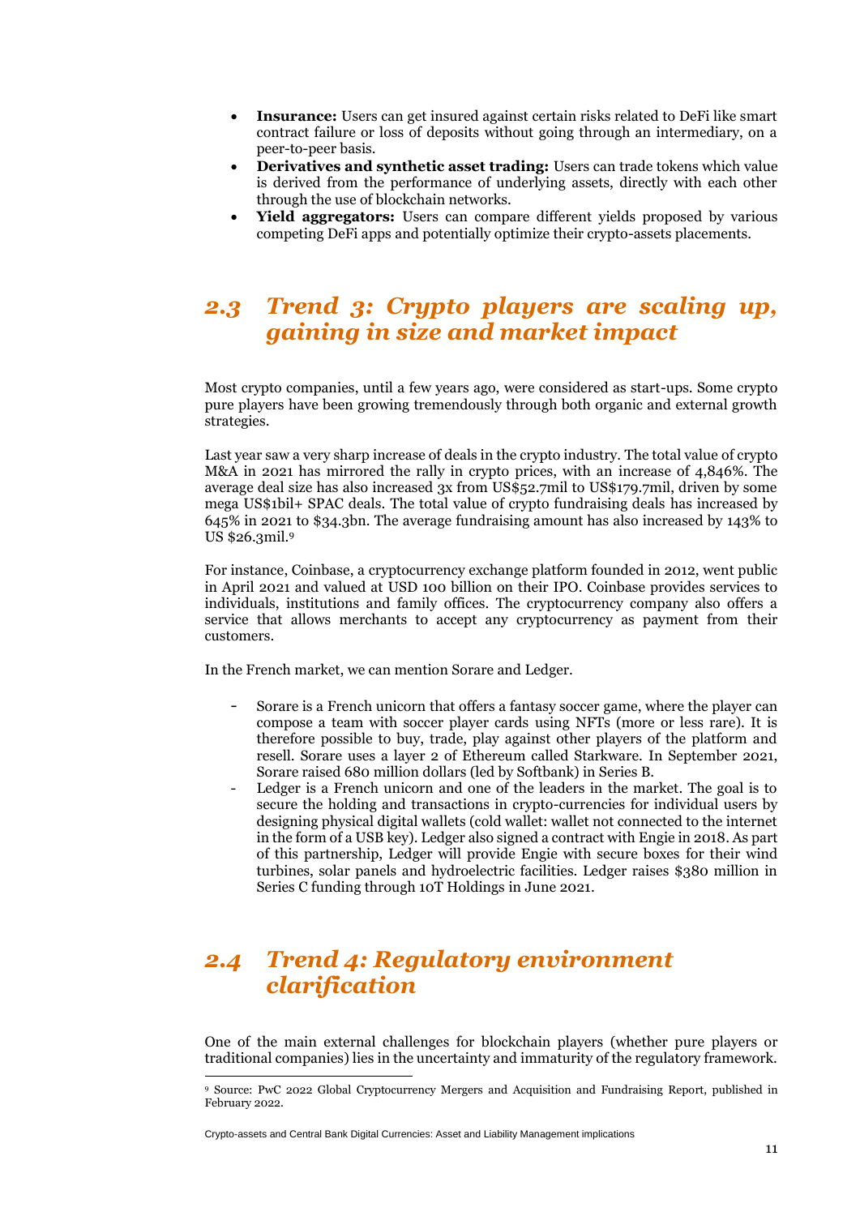- **Insurance:** Users can get insured against certain risks related to DeFi like smart contract failure or loss of deposits without going through an intermediary, on a peer-to-peer basis.
- **Derivatives and synthetic asset trading:** Users can trade tokens which value is derived from the performance of underlying assets, directly with each other through the use of blockchain networks.
- **Yield aggregators:** Users can compare different yields proposed by various competing DeFi apps and potentially optimize their crypto-assets placements.

## *2.3 Trend 3: Crypto players are scaling up, gaining in size and market impact*

Most crypto companies, until a few years ago, were considered as start-ups. Some crypto pure players have been growing tremendously through both organic and external growth strategies.

Last year saw a very sharp increase of deals in the crypto industry. The total value of crypto M&A in 2021 has mirrored the rally in crypto prices, with an increase of 4,846%. The average deal size has also increased 3x from US$52.7mil to US$179.7mil, driven by some mega US$1bil+ SPAC deals. The total value of crypto fundraising deals has increased by 645% in 2021 to $34.3bn. The average fundraising amount has also increased by 143% to US $26.3mil.[9]

For instance, Coinbase, a cryptocurrency exchange platform founded in 2012, went public in April 2021 and valued at USD 100 billion on their IPO. Coinbase provides services to individuals, institutions and family offices. The cryptocurrency company also offers a service that allows merchants to accept any cryptocurrency as payment from their customers.

In the French market, we can mention Sorare and Ledger.

- Sorare is a French unicorn that offers a fantasy soccer game, where the player can compose a team with soccer player cards using NFTs (more or less rare). It is therefore possible to buy, trade, play against other players of the platform and resell. Sorare uses a layer 2 of Ethereum called Starkware. In September 2021, Sorare raised 680 million dollars (led by Softbank) in Series B.
- Ledger is a French unicorn and one of the leaders in the market. The goal is to secure the holding and transactions in crypto-currencies for individual users by designing physical digital wallets (cold wallet: wallet not connected to the internet in the form of a USB key). Ledger also signed a contract with Engie in 2018. As part of this partnership, Ledger will provide Engie with secure boxes for their wind turbines, solar panels and hydroelectric facilities. Ledger raises $380 million in Series C funding through 10T Holdings in June 2021.

## *2.4 Trend 4: Regulatory environment clarification*

One of the main external challenges for blockchain players (whether pure players or traditional companies) lies in the uncertainty and immaturity of the regulatory framework.

[9] Source: PwC 2022 Global Cryptocurrency Mergers and Acquisition and Fundraising Report, published in February 2022.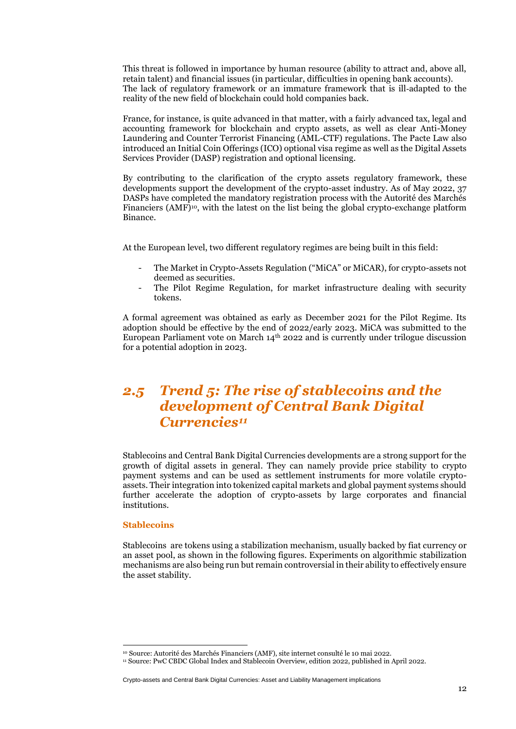This threat is followed in importance by human resource (ability to attract and, above all, retain talent) and financial issues (in particular, difficulties in opening bank accounts). The lack of regulatory framework or an immature framework that is ill-adapted to the reality of the new field of blockchain could hold companies back.

France, for instance, is quite advanced in that matter, with a fairly advanced tax, legal and accounting framework for blockchain and crypto assets, as well as clear Anti-Money Laundering and Counter Terrorist Financing (AML-CTF) regulations. The Pacte Law also introduced an Initial Coin Offerings (ICO) optional visa regime as well as the Digital Assets Services Provider (DASP) registration and optional licensing.

By contributing to the clarification of the crypto assets regulatory framework, these developments support the development of the crypto-asset industry. As of May 2022, 37 DASPs have completed the mandatory registration process with the Autorité des Marchés Financiers (AMF)[10], with the latest on the list being the global crypto-exchange platform Binance.

At the European level, two different regulatory regimes are being built in this field:

- The Market in Crypto-Assets Regulation ("MiCA" or MiCAR), for crypto-assets not deemed as securities.
- The Pilot Regime Regulation, for market infrastructure dealing with security tokens.

A formal agreement was obtained as early as December 2021 for the Pilot Regime. Its adoption should be effective by the end of 2022/early 2023. MiCA was submitted to the European Parliament vote on March 14th 2022 and is currently under trilogue discussion for a potential adoption in 2023.

## *2.5 Trend 5: The rise of stablecoins and the development of Central Bank Digital Currencies*[11]

Stablecoins and Central Bank Digital Currencies developments are a strong support for the growth of digital assets in general. They can namely provide price stability to crypto payment systems and can be used as settlement instruments for more volatile crypto-assets. Their integration into tokenized capital markets and global payment systems should further accelerate the adoption of crypto-assets by large corporates and financial institutions.

### Stablecoins

Stablecoins are tokens using a stabilization mechanism, usually backed by fiat currency or an asset pool, as shown in the following figures. Experiments on algorithmic stabilization mechanisms are also being run but remain controversial in their ability to effectively ensure the asset stability.

[10] Source: Autorité des Marchés Financiers (AMF), site internet consulté le 10 mai 2022.

[11] Source: PwC CBDC Global Index and Stablecoin Overview, edition 2022, published in April 2022.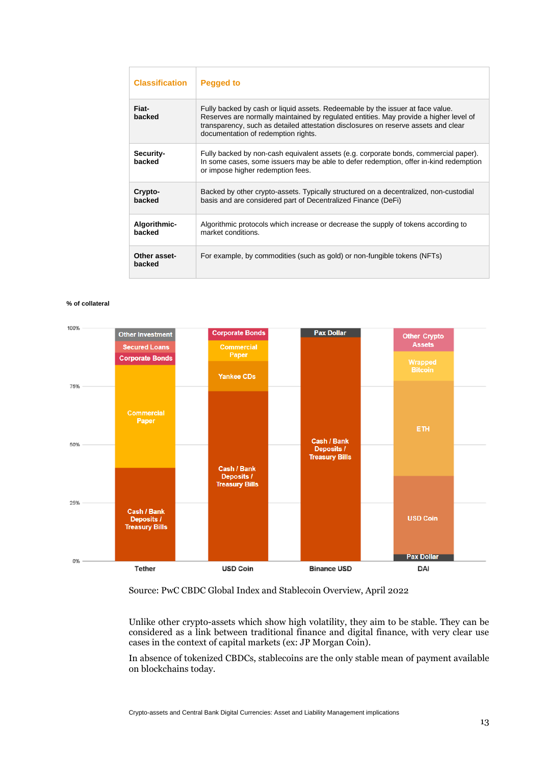| Classification | Pegged to |
|---|---|
| **Fiat-backed** | Fully backed by cash or liquid assets. Redeemable by the issuer at face value. Reserves are normally maintained by regulated entities. May provide a higher level of transparency, such as detailed attestation disclosures on reserve assets and clear documentation of redemption rights. |
| **Security-backed** | Fully backed by non-cash equivalent assets (e.g. corporate bonds, commercial paper). In some cases, some issuers may be able to defer redemption, offer in-kind redemption or impose higher redemption fees. |
| **Crypto-backed** | Backed by other crypto-assets. Typically structured on a decentralized, non-custodial basis and are considered part of Decentralized Finance (DeFi) |
| **Algorithmic-backed** | Algorithmic protocols which increase or decrease the supply of tokens according to market conditions. |
| **Other asset-backed** | For example, by commodities (such as gold) or non-fungible tokens (NFTs) |

**% of collateral**

Source: PwC CBDC Global Index and Stablecoin Overview, April 2022

Unlike other crypto-assets which show high volatility, they aim to be stable. They can be considered as a link between traditional finance and digital finance, with very clear use cases in the context of capital markets (ex: JP Morgan Coin).

In absence of tokenized CBDCs, stablecoins are the only stable mean of payment available on blockchains today.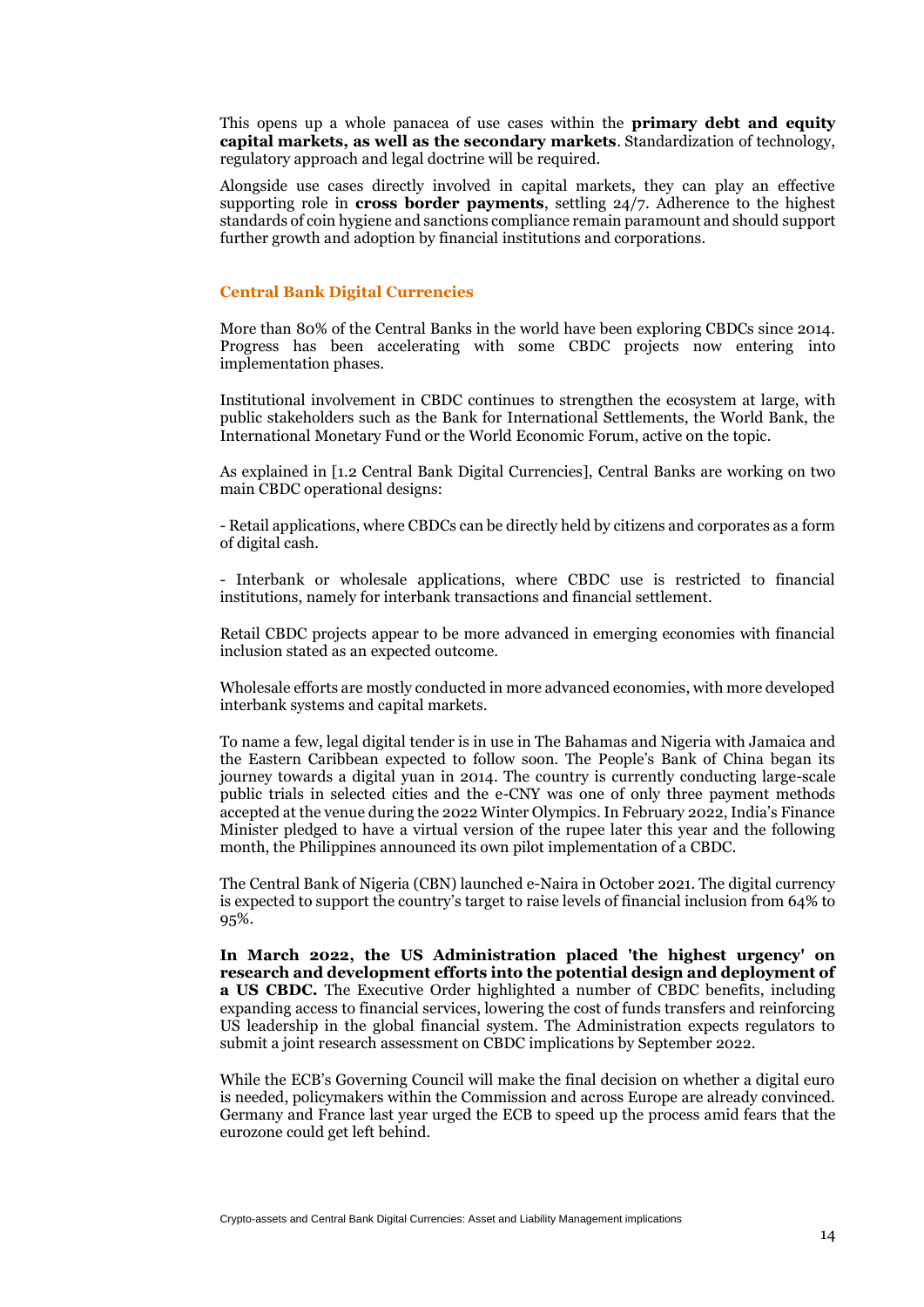This opens up a whole panacea of use cases within the **primary debt and equity capital markets, as well as the secondary markets**. Standardization of technology, regulatory approach and legal doctrine will be required.

Alongside use cases directly involved in capital markets, they can play an effective supporting role in **cross border payments**, settling 24/7. Adherence to the highest standards of coin hygiene and sanctions compliance remain paramount and should support further growth and adoption by financial institutions and corporations.

### Central Bank Digital Currencies

More than 80% of the Central Banks in the world have been exploring CBDCs since 2014. Progress has been accelerating with some CBDC projects now entering into implementation phases.

Institutional involvement in CBDC continues to strengthen the ecosystem at large, with public stakeholders such as the Bank for International Settlements, the World Bank, the International Monetary Fund or the World Economic Forum, active on the topic.

As explained in [1.2 Central Bank Digital Currencies], Central Banks are working on two main CBDC operational designs:

- Retail applications, where CBDCs can be directly held by citizens and corporates as a form of digital cash.

- Interbank or wholesale applications, where CBDC use is restricted to financial institutions, namely for interbank transactions and financial settlement.

Retail CBDC projects appear to be more advanced in emerging economies with financial inclusion stated as an expected outcome.

Wholesale efforts are mostly conducted in more advanced economies, with more developed interbank systems and capital markets.

To name a few, legal digital tender is in use in The Bahamas and Nigeria with Jamaica and the Eastern Caribbean expected to follow soon. The People's Bank of China began its journey towards a digital yuan in 2014. The country is currently conducting large-scale public trials in selected cities and the e-CNY was one of only three payment methods accepted at the venue during the 2022 Winter Olympics. In February 2022, India's Finance Minister pledged to have a virtual version of the rupee later this year and the following month, the Philippines announced its own pilot implementation of a CBDC.

The Central Bank of Nigeria (CBN) launched e-Naira in October 2021. The digital currency is expected to support the country's target to raise levels of financial inclusion from 64% to 95%.

**In March 2022, the US Administration placed 'the highest urgency' on research and development efforts into the potential design and deployment of a US CBDC.** The Executive Order highlighted a number of CBDC benefits, including expanding access to financial services, lowering the cost of funds transfers and reinforcing US leadership in the global financial system. The Administration expects regulators to submit a joint research assessment on CBDC implications by September 2022.

While the ECB's Governing Council will make the final decision on whether a digital euro is needed, policymakers within the Commission and across Europe are already convinced. Germany and France last year urged the ECB to speed up the process amid fears that the eurozone could get left behind.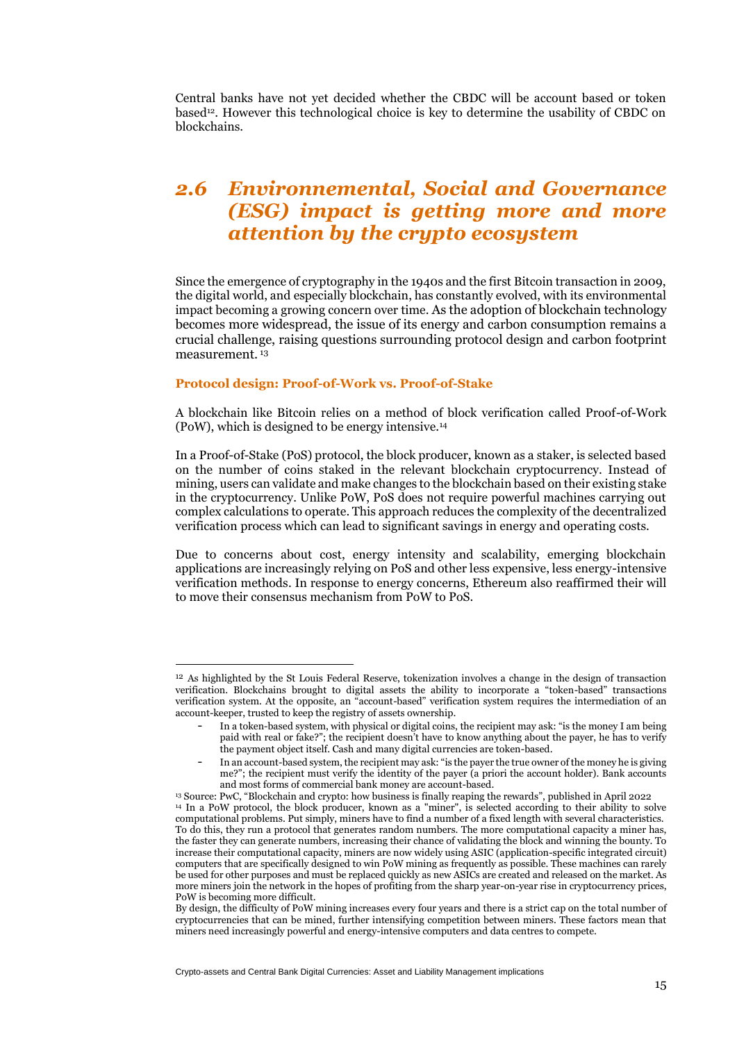Central banks have not yet decided whether the CBDC will be account based or token based[12]. However this technological choice is key to determine the usability of CBDC on blockchains.

## *2.6 Environnemental, Social and Governance (ESG) impact is getting more and more attention by the crypto ecosystem*

Since the emergence of cryptography in the 1940s and the first Bitcoin transaction in 2009, the digital world, and especially blockchain, has constantly evolved, with its environmental impact becoming a growing concern over time. As the adoption of blockchain technology becomes more widespread, the issue of its energy and carbon consumption remains a crucial challenge, raising questions surrounding protocol design and carbon footprint measurement. [13]

### Protocol design: Proof-of-Work vs. Proof-of-Stake

A blockchain like Bitcoin relies on a method of block verification called Proof-of-Work (PoW), which is designed to be energy intensive.[14]

In a Proof-of-Stake (PoS) protocol, the block producer, known as a staker, is selected based on the number of coins staked in the relevant blockchain cryptocurrency. Instead of mining, users can validate and make changes to the blockchain based on their existing stake in the cryptocurrency. Unlike PoW, PoS does not require powerful machines carrying out complex calculations to operate. This approach reduces the complexity of the decentralized verification process which can lead to significant savings in energy and operating costs.

Due to concerns about cost, energy intensity and scalability, emerging blockchain applications are increasingly relying on PoS and other less expensive, less energy-intensive verification methods. In response to energy concerns, Ethereum also reaffirmed their will to move their consensus mechanism from PoW to PoS.

---

[12] As highlighted by the St Louis Federal Reserve, tokenization involves a change in the design of transaction verification. Blockchains brought to digital assets the ability to incorporate a "token-based" transactions verification system. At the opposite, an "account-based" verification system requires the intermediation of an account-keeper, trusted to keep the registry of assets ownership.

- In a token-based system, with physical or digital coins, the recipient may ask: "is the money I am being paid with real or fake?"; the recipient doesn't have to know anything about the payer, he has to verify the payment object itself. Cash and many digital currencies are token-based.
- In an account-based system, the recipient may ask: "is the payer the true owner of the money he is giving me?"; the recipient must verify the identity of the payer (a priori the account holder). Bank accounts and most forms of commercial bank money are account-based.

[13] Source: PwC, "Blockchain and crypto: how business is finally reaping the rewards", published in April 2022

[14] In a PoW protocol, the block producer, known as a "miner", is selected according to their ability to solve computational problems. Put simply, miners have to find a number of a fixed length with several characteristics. To do this, they run a protocol that generates random numbers. The more computational capacity a miner has, the faster they can generate numbers, increasing their chance of validating the block and winning the bounty. To increase their computational capacity, miners are now widely using ASIC (application-specific integrated circuit) computers that are specifically designed to win PoW mining as frequently as possible. These machines can rarely be used for other purposes and must be replaced quickly as new ASICs are created and released on the market. As more miners join the network in the hopes of profiting from the sharp year-on-year rise in cryptocurrency prices, PoW is becoming more difficult.

By design, the difficulty of PoW mining increases every four years and there is a strict cap on the total number of cryptocurrencies that can be mined, further intensifying competition between miners. These factors mean that miners need increasingly powerful and energy-intensive computers and data centres to compete.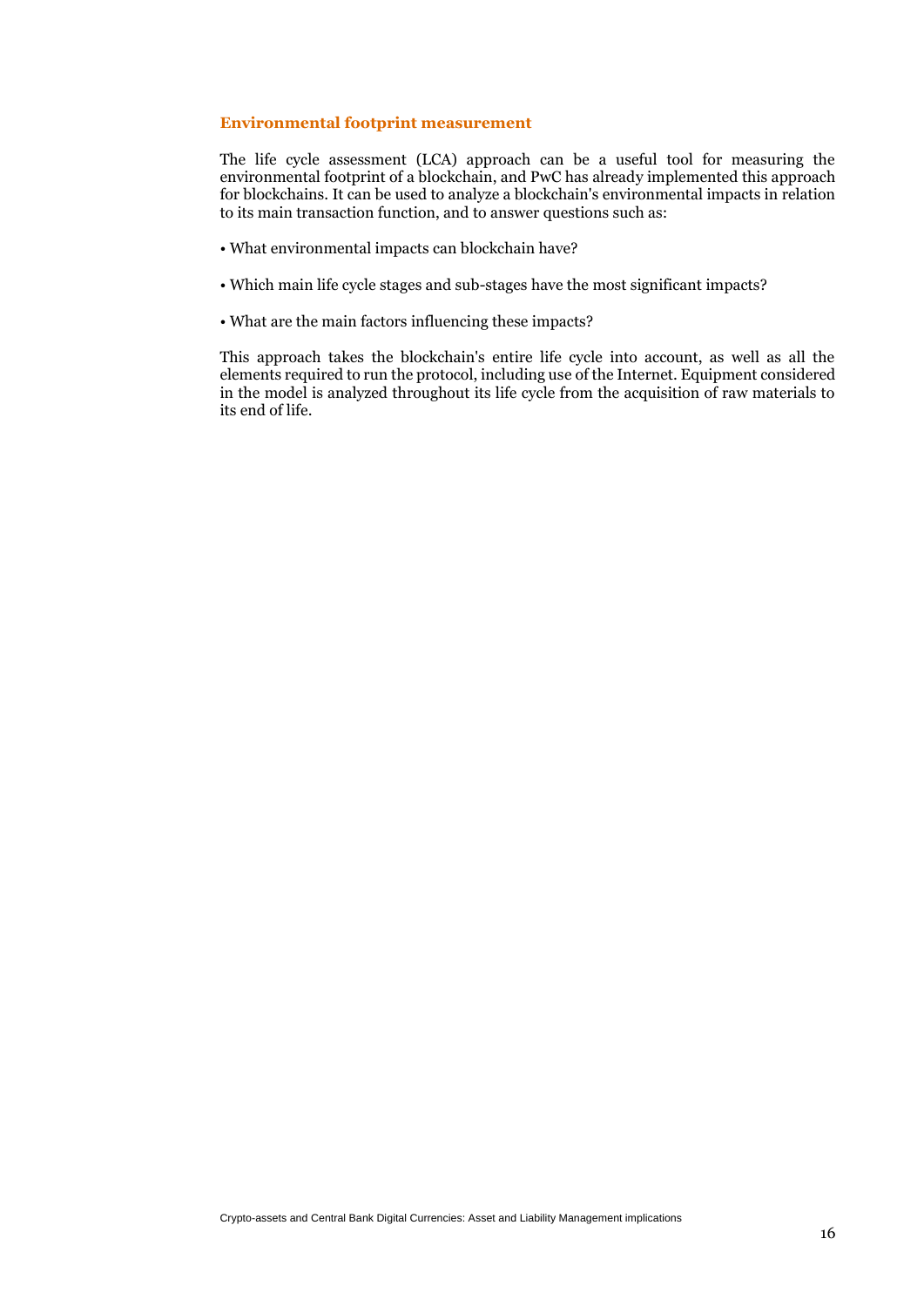### Environmental footprint measurement

The life cycle assessment (LCA) approach can be a useful tool for measuring the environmental footprint of a blockchain, and PwC has already implemented this approach for blockchains. It can be used to analyze a blockchain's environmental impacts in relation to its main transaction function, and to answer questions such as:

- What environmental impacts can blockchain have?
- Which main life cycle stages and sub-stages have the most significant impacts?
- What are the main factors influencing these impacts?

This approach takes the blockchain's entire life cycle into account, as well as all the elements required to run the protocol, including use of the Internet. Equipment considered in the model is analyzed throughout its life cycle from the acquisition of raw materials to its end of life.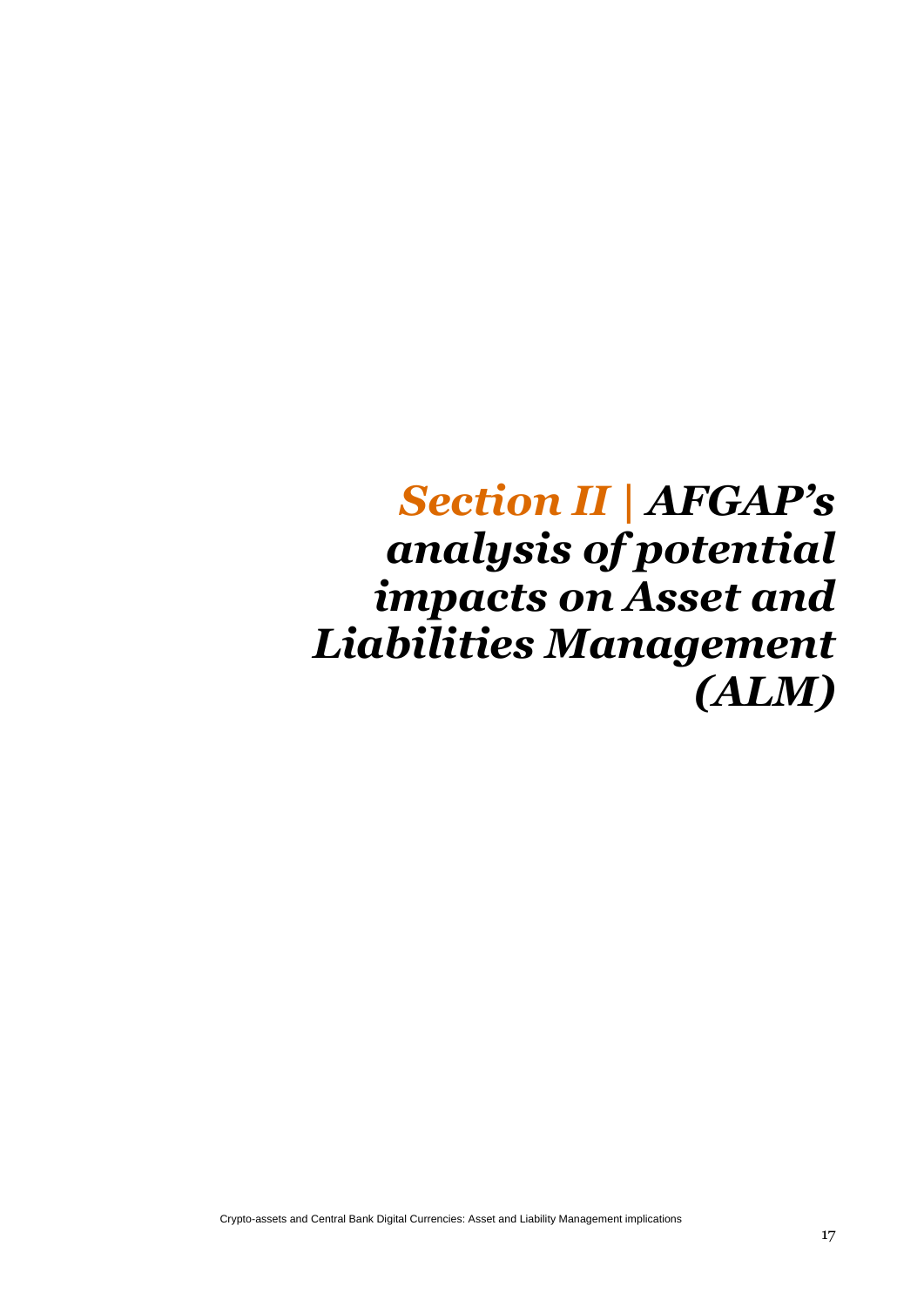# *Section II | AFGAP's analysis of potential impacts on Asset and Liabilities Management (ALM)*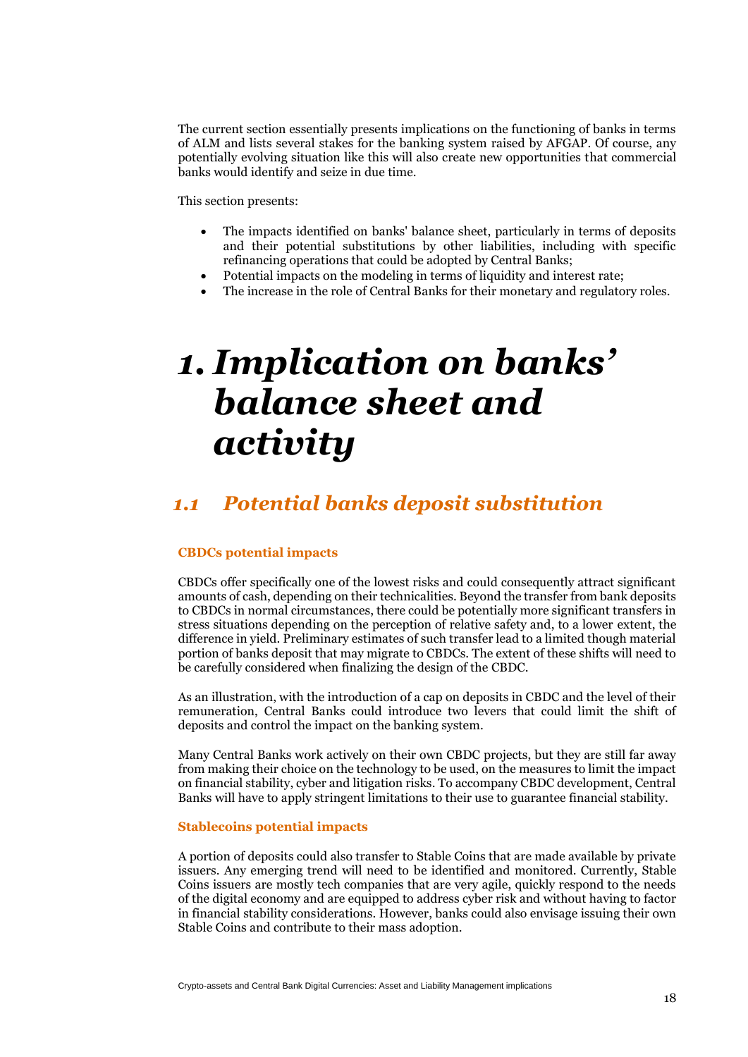The current section essentially presents implications on the functioning of banks in terms of ALM and lists several stakes for the banking system raised by AFGAP. Of course, any potentially evolving situation like this will also create new opportunities that commercial banks would identify and seize in due time.

This section presents:

- The impacts identified on banks' balance sheet, particularly in terms of deposits and their potential substitutions by other liabilities, including with specific refinancing operations that could be adopted by Central Banks;
- Potential impacts on the modeling in terms of liquidity and interest rate;
- The increase in the role of Central Banks for their monetary and regulatory roles.

# *1. Implication on banks' balance sheet and activity*

## *1.1 Potential banks deposit substitution*

### CBDCs potential impacts

CBDCs offer specifically one of the lowest risks and could consequently attract significant amounts of cash, depending on their technicalities. Beyond the transfer from bank deposits to CBDCs in normal circumstances, there could be potentially more significant transfers in stress situations depending on the perception of relative safety and, to a lower extent, the difference in yield. Preliminary estimates of such transfer lead to a limited though material portion of banks deposit that may migrate to CBDCs. The extent of these shifts will need to be carefully considered when finalizing the design of the CBDC.

As an illustration, with the introduction of a cap on deposits in CBDC and the level of their remuneration, Central Banks could introduce two levers that could limit the shift of deposits and control the impact on the banking system.

Many Central Banks work actively on their own CBDC projects, but they are still far away from making their choice on the technology to be used, on the measures to limit the impact on financial stability, cyber and litigation risks. To accompany CBDC development, Central Banks will have to apply stringent limitations to their use to guarantee financial stability.

### Stablecoins potential impacts

A portion of deposits could also transfer to Stable Coins that are made available by private issuers. Any emerging trend will need to be identified and monitored. Currently, Stable Coins issuers are mostly tech companies that are very agile, quickly respond to the needs of the digital economy and are equipped to address cyber risk and without having to factor in financial stability considerations. However, banks could also envisage issuing their own Stable Coins and contribute to their mass adoption.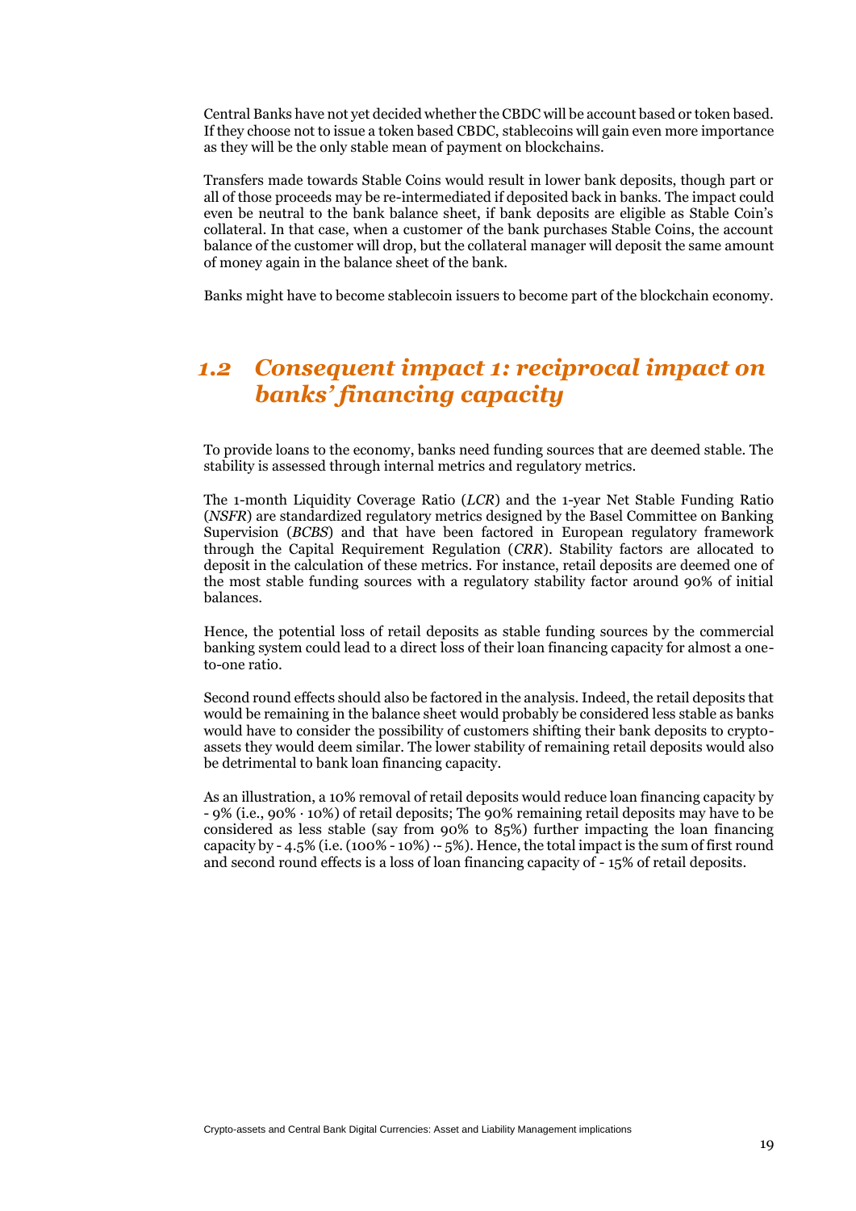Central Banks have not yet decided whether the CBDC will be account based or token based. If they choose not to issue a token based CBDC, stablecoins will gain even more importance as they will be the only stable mean of payment on blockchains.

Transfers made towards Stable Coins would result in lower bank deposits, though part or all of those proceeds may be re-intermediated if deposited back in banks. The impact could even be neutral to the bank balance sheet, if bank deposits are eligible as Stable Coin's collateral. In that case, when a customer of the bank purchases Stable Coins, the account balance of the customer will drop, but the collateral manager will deposit the same amount of money again in the balance sheet of the bank.

Banks might have to become stablecoin issuers to become part of the blockchain economy.

## *1.2 Consequent impact 1: reciprocal impact on banks' financing capacity*

To provide loans to the economy, banks need funding sources that are deemed stable. The stability is assessed through internal metrics and regulatory metrics.

The 1-month Liquidity Coverage Ratio (*LCR*) and the 1-year Net Stable Funding Ratio (*NSFR*) are standardized regulatory metrics designed by the Basel Committee on Banking Supervision (*BCBS*) and that have been factored in European regulatory framework through the Capital Requirement Regulation (*CRR*). Stability factors are allocated to deposit in the calculation of these metrics. For instance, retail deposits are deemed one of the most stable funding sources with a regulatory stability factor around 90% of initial balances.

Hence, the potential loss of retail deposits as stable funding sources by the commercial banking system could lead to a direct loss of their loan financing capacity for almost a one-to-one ratio.

Second round effects should also be factored in the analysis. Indeed, the retail deposits that would be remaining in the balance sheet would probably be considered less stable as banks would have to consider the possibility of customers shifting their bank deposits to crypto-assets they would deem similar. The lower stability of remaining retail deposits would also be detrimental to bank loan financing capacity.

As an illustration, a 10% removal of retail deposits would reduce loan financing capacity by - 9% (i.e., 90% · 10%) of retail deposits; The 90% remaining retail deposits may have to be considered as less stable (say from 90% to 85%) further impacting the loan financing capacity by - 4.5% (i.e. (100% - 10%) ·- 5%). Hence, the total impact is the sum of first round and second round effects is a loss of loan financing capacity of - 15% of retail deposits.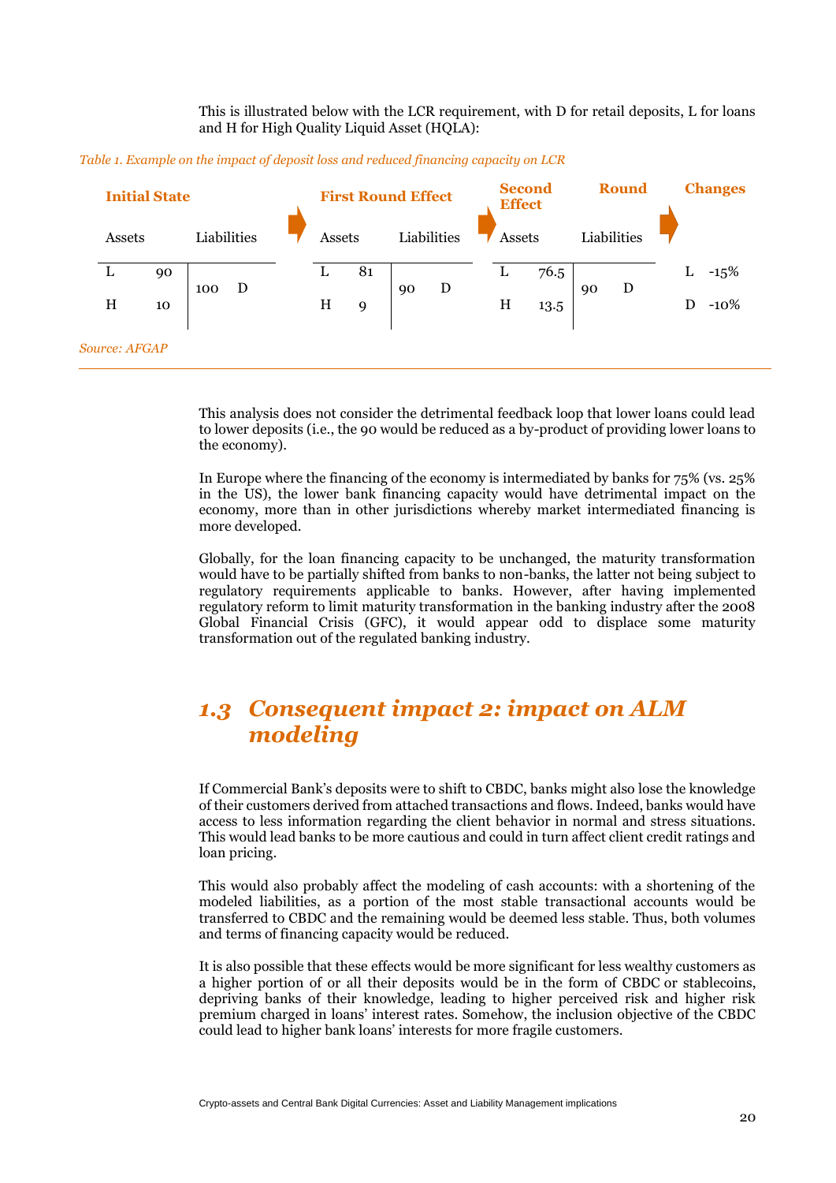This is illustrated below with the LCR requirement, with D for retail deposits, L for loans and H for High Quality Liquid Asset (HQLA):

*Table 1. Example on the impact of deposit loss and reduced financing capacity on LCR*

| **Initial State** | | | | **First Round Effect** | | | | **Second Round Effect** | | | | **Changes** | |
|---|---|---|---|---|---|---|---|---|---|---|---|---|---|
| Assets | | Liabilities | | Assets | | Liabilities | | Assets | | Liabilities | | | |
| L | 90 | 100 | D | L | 81 | 90 | D | L | 76.5 | 90 | D | L | -15% |
| H | 10 | | | H | 9 | | | H | 13.5 | | | D | -10% |

*Source: AFGAP*

This analysis does not consider the detrimental feedback loop that lower loans could lead to lower deposits (i.e., the 90 would be reduced as a by-product of providing lower loans to the economy).

In Europe where the financing of the economy is intermediated by banks for 75% (vs. 25% in the US), the lower bank financing capacity would have detrimental impact on the economy, more than in other jurisdictions whereby market intermediated financing is more developed.

Globally, for the loan financing capacity to be unchanged, the maturity transformation would have to be partially shifted from banks to non-banks, the latter not being subject to regulatory requirements applicable to banks. However, after having implemented regulatory reform to limit maturity transformation in the banking industry after the 2008 Global Financial Crisis (GFC), it would appear odd to displace some maturity transformation out of the regulated banking industry.

## *1.3 Consequent impact 2: impact on ALM modeling*

If Commercial Bank's deposits were to shift to CBDC, banks might also lose the knowledge of their customers derived from attached transactions and flows. Indeed, banks would have access to less information regarding the client behavior in normal and stress situations. This would lead banks to be more cautious and could in turn affect client credit ratings and loan pricing.

This would also probably affect the modeling of cash accounts: with a shortening of the modeled liabilities, as a portion of the most stable transactional accounts would be transferred to CBDC and the remaining would be deemed less stable. Thus, both volumes and terms of financing capacity would be reduced.

It is also possible that these effects would be more significant for less wealthy customers as a higher portion of or all their deposits would be in the form of CBDC or stablecoins, depriving banks of their knowledge, leading to higher perceived risk and higher risk premium charged in loans' interest rates. Somehow, the inclusion objective of the CBDC could lead to higher bank loans' interests for more fragile customers.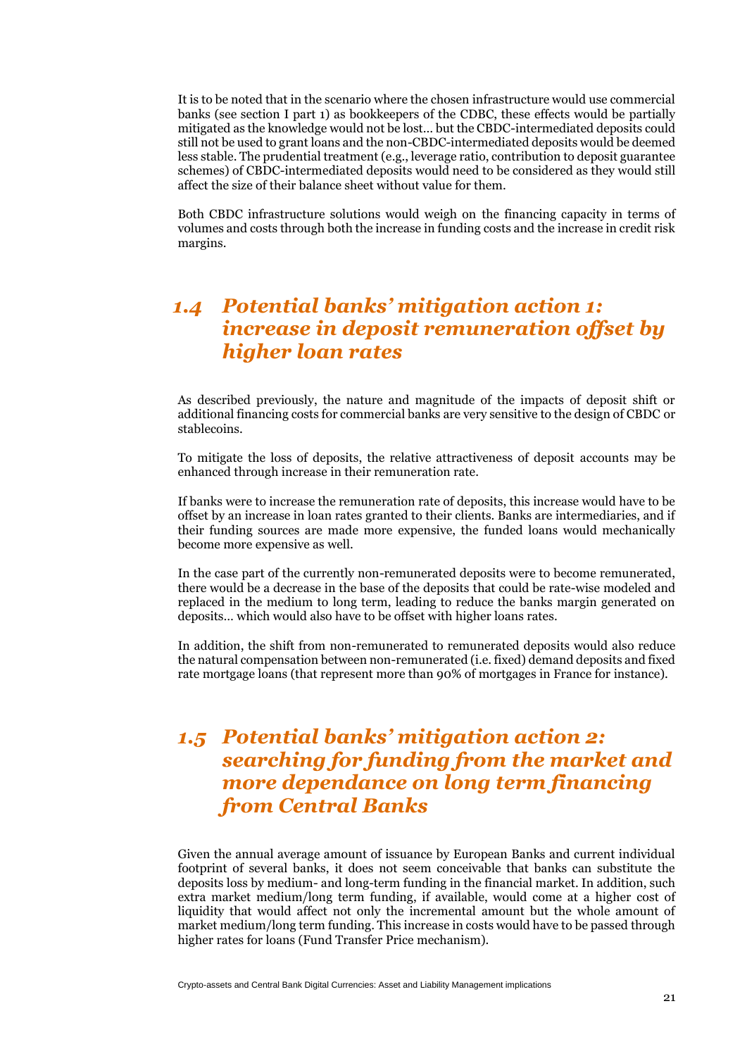It is to be noted that in the scenario where the chosen infrastructure would use commercial banks (see section I part 1) as bookkeepers of the CDBC, these effects would be partially mitigated as the knowledge would not be lost… but the CBDC-intermediated deposits could still not be used to grant loans and the non-CBDC-intermediated deposits would be deemed less stable. The prudential treatment (e.g., leverage ratio, contribution to deposit guarantee schemes) of CBDC-intermediated deposits would need to be considered as they would still affect the size of their balance sheet without value for them.

Both CBDC infrastructure solutions would weigh on the financing capacity in terms of volumes and costs through both the increase in funding costs and the increase in credit risk margins.

## *1.4 Potential banks' mitigation action 1: increase in deposit remuneration offset by higher loan rates*

As described previously, the nature and magnitude of the impacts of deposit shift or additional financing costs for commercial banks are very sensitive to the design of CBDC or stablecoins.

To mitigate the loss of deposits, the relative attractiveness of deposit accounts may be enhanced through increase in their remuneration rate.

If banks were to increase the remuneration rate of deposits, this increase would have to be offset by an increase in loan rates granted to their clients. Banks are intermediaries, and if their funding sources are made more expensive, the funded loans would mechanically become more expensive as well.

In the case part of the currently non-remunerated deposits were to become remunerated, there would be a decrease in the base of the deposits that could be rate-wise modeled and replaced in the medium to long term, leading to reduce the banks margin generated on deposits… which would also have to be offset with higher loans rates.

In addition, the shift from non-remunerated to remunerated deposits would also reduce the natural compensation between non-remunerated (i.e. fixed) demand deposits and fixed rate mortgage loans (that represent more than 90% of mortgages in France for instance).

## *1.5 Potential banks' mitigation action 2: searching for funding from the market and more dependance on long term financing from Central Banks*

Given the annual average amount of issuance by European Banks and current individual footprint of several banks, it does not seem conceivable that banks can substitute the deposits loss by medium- and long-term funding in the financial market. In addition, such extra market medium/long term funding, if available, would come at a higher cost of liquidity that would affect not only the incremental amount but the whole amount of market medium/long term funding. This increase in costs would have to be passed through higher rates for loans (Fund Transfer Price mechanism).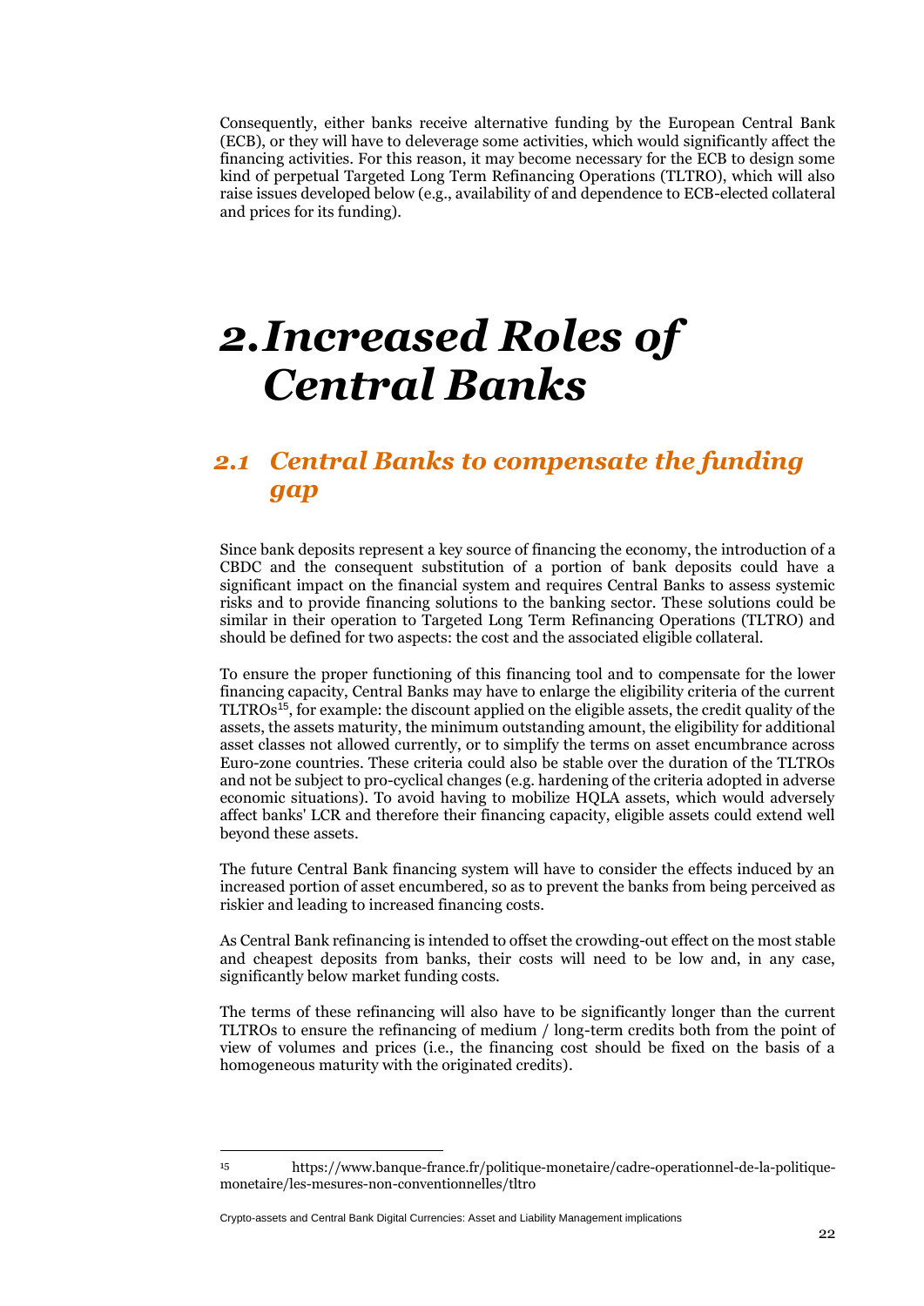Consequently, either banks receive alternative funding by the European Central Bank (ECB), or they will have to deleverage some activities, which would significantly affect the financing activities. For this reason, it may become necessary for the ECB to design some kind of perpetual Targeted Long Term Refinancing Operations (TLTRO), which will also raise issues developed below (e.g., availability of and dependence to ECB-elected collateral and prices for its funding).

# 2. Increased Roles of Central Banks

## 2.1 Central Banks to compensate the funding gap

Since bank deposits represent a key source of financing the economy, the introduction of a CBDC and the consequent substitution of a portion of bank deposits could have a significant impact on the financial system and requires Central Banks to assess systemic risks and to provide financing solutions to the banking sector. These solutions could be similar in their operation to Targeted Long Term Refinancing Operations (TLTRO) and should be defined for two aspects: the cost and the associated eligible collateral.

To ensure the proper functioning of this financing tool and to compensate for the lower financing capacity, Central Banks may have to enlarge the eligibility criteria of the current TLTROs[15], for example: the discount applied on the eligible assets, the credit quality of the assets, the assets maturity, the minimum outstanding amount, the eligibility for additional asset classes not allowed currently, or to simplify the terms on asset encumbrance across Euro-zone countries. These criteria could also be stable over the duration of the TLTROs and not be subject to pro-cyclical changes (e.g. hardening of the criteria adopted in adverse economic situations). To avoid having to mobilize HQLA assets, which would adversely affect banks' LCR and therefore their financing capacity, eligible assets could extend well beyond these assets.

The future Central Bank financing system will have to consider the effects induced by an increased portion of asset encumbered, so as to prevent the banks from being perceived as riskier and leading to increased financing costs.

As Central Bank refinancing is intended to offset the crowding-out effect on the most stable and cheapest deposits from banks, their costs will need to be low and, in any case, significantly below market funding costs.

The terms of these refinancing will also have to be significantly longer than the current TLTROs to ensure the refinancing of medium / long-term credits both from the point of view of volumes and prices (i.e., the financing cost should be fixed on the basis of a homogeneous maturity with the originated credits).

---

[15] https://www.banque-france.fr/politique-monetaire/cadre-operationnel-de-la-politique-monetaire/les-mesures-non-conventionnelles/tltro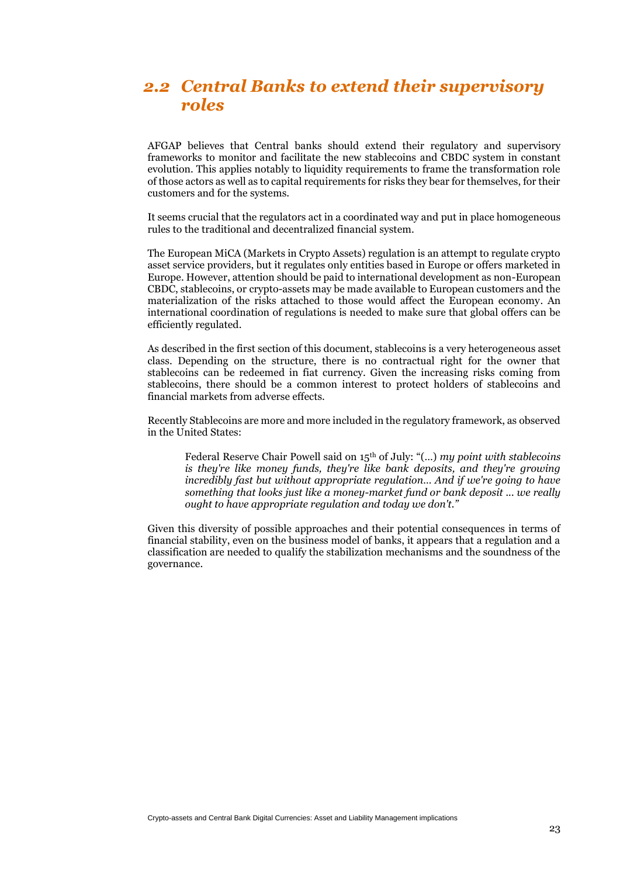## *2.2 Central Banks to extend their supervisory roles*

AFGAP believes that Central banks should extend their regulatory and supervisory frameworks to monitor and facilitate the new stablecoins and CBDC system in constant evolution. This applies notably to liquidity requirements to frame the transformation role of those actors as well as to capital requirements for risks they bear for themselves, for their customers and for the systems.

It seems crucial that the regulators act in a coordinated way and put in place homogeneous rules to the traditional and decentralized financial system.

The European MiCA (Markets in Crypto Assets) regulation is an attempt to regulate crypto asset service providers, but it regulates only entities based in Europe or offers marketed in Europe. However, attention should be paid to international development as non-European CBDC, stablecoins, or crypto-assets may be made available to European customers and the materialization of the risks attached to those would affect the European economy. An international coordination of regulations is needed to make sure that global offers can be efficiently regulated.

As described in the first section of this document, stablecoins is a very heterogeneous asset class. Depending on the structure, there is no contractual right for the owner that stablecoins can be redeemed in fiat currency. Given the increasing risks coming from stablecoins, there should be a common interest to protect holders of stablecoins and financial markets from adverse effects.

Recently Stablecoins are more and more included in the regulatory framework, as observed in the United States:

> Federal Reserve Chair Powell said on 15th of July: "(…) *my point with stablecoins is they're like money funds, they're like bank deposits, and they're growing incredibly fast but without appropriate regulation… And if we're going to have something that looks just like a money-market fund or bank deposit … we really ought to have appropriate regulation and today we don't."*

Given this diversity of possible approaches and their potential consequences in terms of financial stability, even on the business model of banks, it appears that a regulation and a classification are needed to qualify the stabilization mechanisms and the soundness of the governance.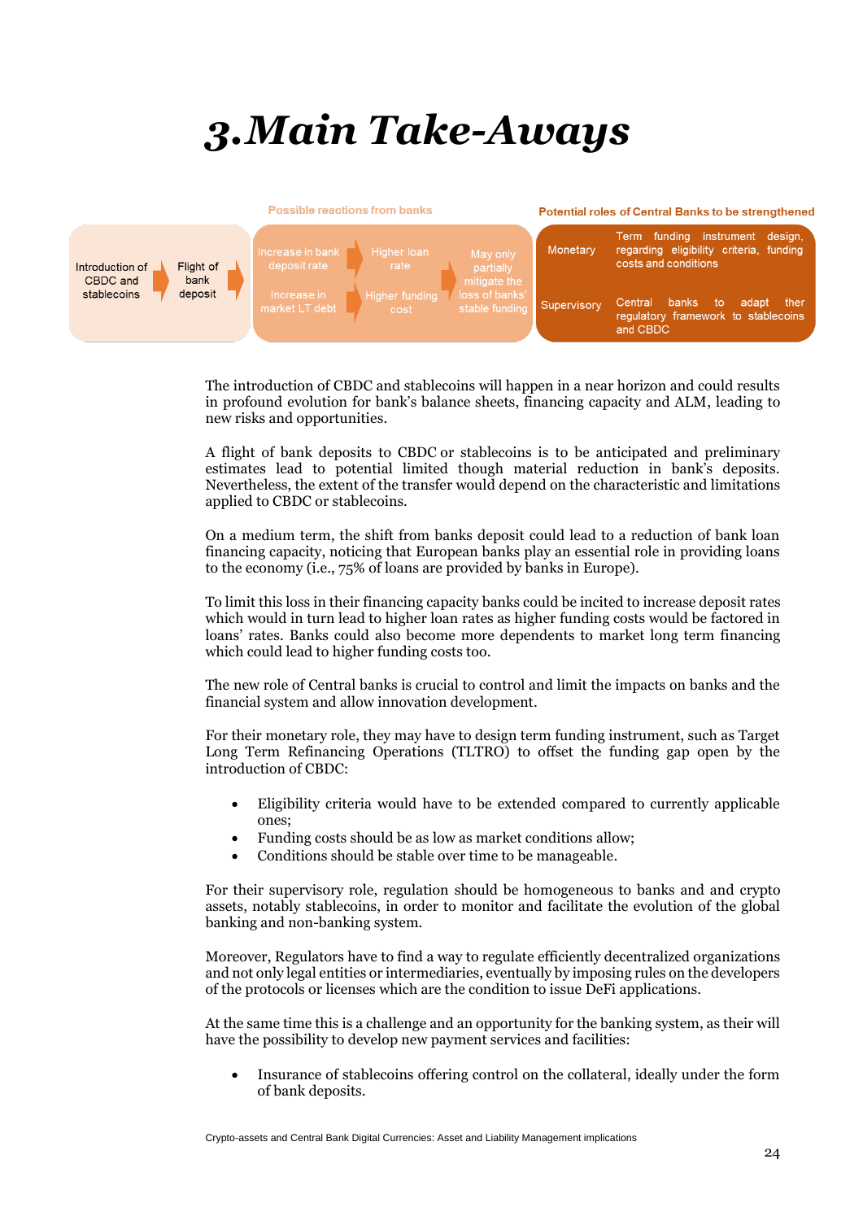# 3. Main Take-Aways

| | | Possible reactions from banks | | | Potential roles of Central Banks to be strengthened | |
|---|---|---|---|---|---|---|
| Introduction of CBDC and stablecoins | Flight of bank deposit | Increase in bank deposit rate | Higher loan rate | May only partially mitigate the loss of banks' stable funding | Monetary | Term funding instrument design, regarding eligibility criteria, funding costs and conditions |
| | | Increase in market LT debt | Higher funding cost | | Supervisory | Central banks to adapt ther regulatory framework to stablecoins and CBDC |

The introduction of CBDC and stablecoins will happen in a near horizon and could results in profound evolution for bank's balance sheets, financing capacity and ALM, leading to new risks and opportunities.

A flight of bank deposits to CBDC or stablecoins is to be anticipated and preliminary estimates lead to potential limited though material reduction in bank's deposits. Nevertheless, the extent of the transfer would depend on the characteristic and limitations applied to CBDC or stablecoins.

On a medium term, the shift from banks deposit could lead to a reduction of bank loan financing capacity, noticing that European banks play an essential role in providing loans to the economy (i.e., 75% of loans are provided by banks in Europe).

To limit this loss in their financing capacity banks could be incited to increase deposit rates which would in turn lead to higher loan rates as higher funding costs would be factored in loans' rates. Banks could also become more dependents to market long term financing which could lead to higher funding costs too.

The new role of Central banks is crucial to control and limit the impacts on banks and the financial system and allow innovation development.

For their monetary role, they may have to design term funding instrument, such as Target Long Term Refinancing Operations (TLTRO) to offset the funding gap open by the introduction of CBDC:

- Eligibility criteria would have to be extended compared to currently applicable ones;
- Funding costs should be as low as market conditions allow;
- Conditions should be stable over time to be manageable.

For their supervisory role, regulation should be homogeneous to banks and and crypto assets, notably stablecoins, in order to monitor and facilitate the evolution of the global banking and non-banking system.

Moreover, Regulators have to find a way to regulate efficiently decentralized organizations and not only legal entities or intermediaries, eventually by imposing rules on the developers of the protocols or licenses which are the condition to issue DeFi applications.

At the same time this is a challenge and an opportunity for the banking system, as their will have the possibility to develop new payment services and facilities:

- Insurance of stablecoins offering control on the collateral, ideally under the form of bank deposits.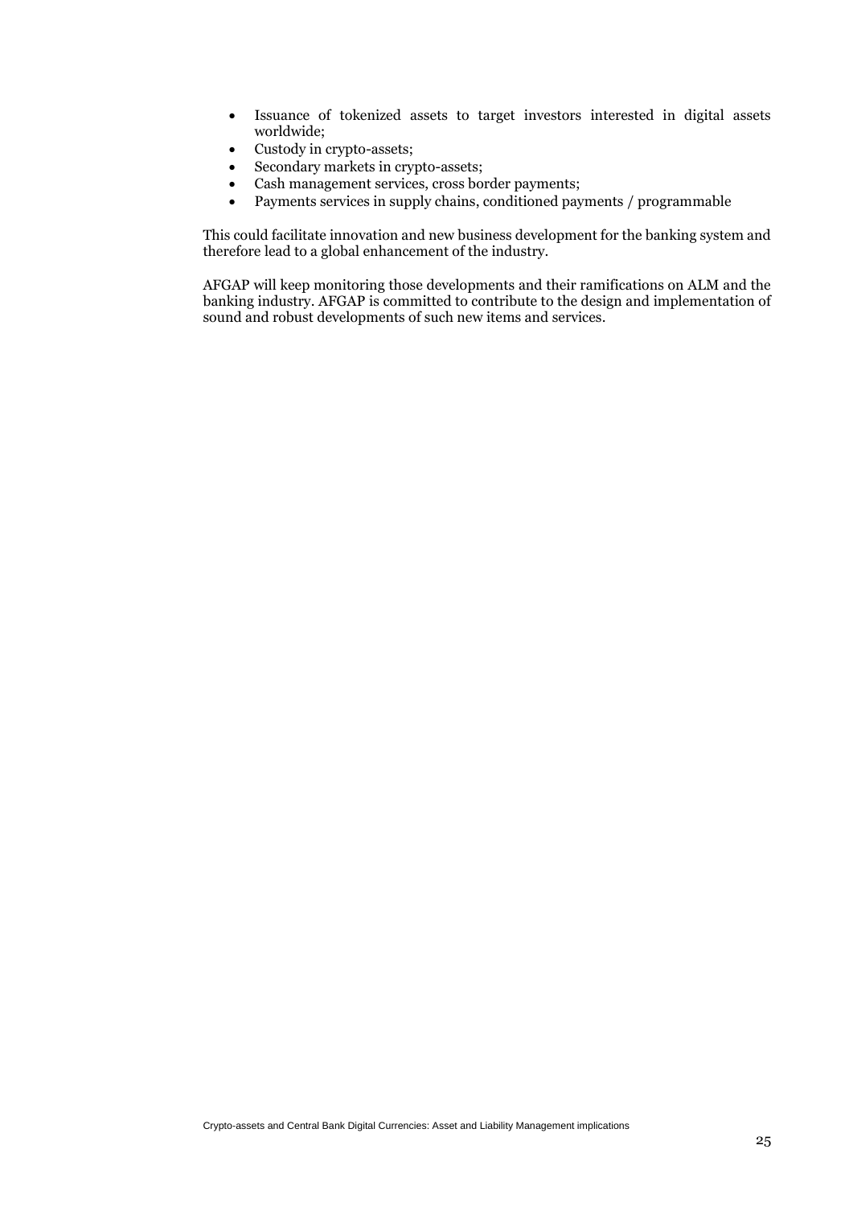- Issuance of tokenized assets to target investors interested in digital assets worldwide;
- Custody in crypto-assets;
- Secondary markets in crypto-assets;
- Cash management services, cross border payments;
- Payments services in supply chains, conditioned payments / programmable

This could facilitate innovation and new business development for the banking system and therefore lead to a global enhancement of the industry.

AFGAP will keep monitoring those developments and their ramifications on ALM and the banking industry. AFGAP is committed to contribute to the design and implementation of sound and robust developments of such new items and services.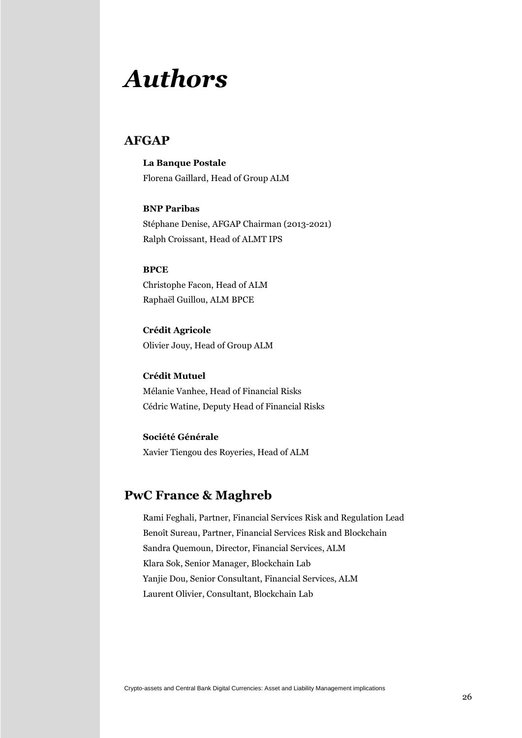# *Authors*

## AFGAP

**La Banque Postale**
Florena Gaillard, Head of Group ALM

**BNP Paribas**
Stéphane Denise, AFGAP Chairman (2013-2021)
Ralph Croissant, Head of ALMT IPS

**BPCE**
Christophe Facon, Head of ALM
Raphaël Guillou, ALM BPCE

**Crédit Agricole**
Olivier Jouy, Head of Group ALM

**Crédit Mutuel**
Mélanie Vanhee, Head of Financial Risks
Cédric Watine, Deputy Head of Financial Risks

**Société Générale**
Xavier Tiengou des Royeries, Head of ALM

## PwC France & Maghreb

Rami Feghali, Partner, Financial Services Risk and Regulation Lead
Benoît Sureau, Partner, Financial Services Risk and Blockchain
Sandra Quemoun, Director, Financial Services, ALM
Klara Sok, Senior Manager, Blockchain Lab
Yanjie Dou, Senior Consultant, Financial Services, ALM
Laurent Olivier, Consultant, Blockchain Lab